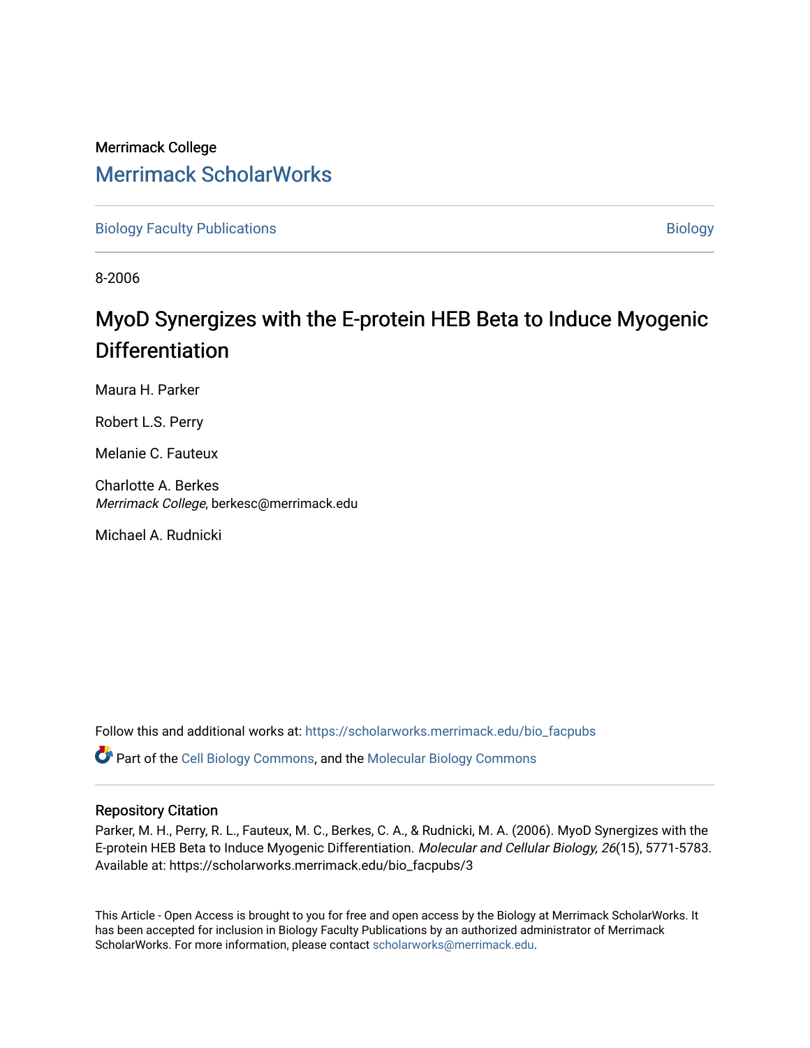Merrimack College

## Merrimack ScholarWorks

Biology Faculty Publications | Biology

8-2006

# MyoD Synergizes with the E-protein HEB Beta to Induce Myogenic Differentiation

Maura H. Parker

Robert L.S. Perry

Melanie C. Fauteux

Charlotte A. Berkes
*Merrimack College*, berkesc@merrimack.edu

Michael A. Rudnicki

Follow this and additional works at: https://scholarworks.merrimack.edu/bio_facpubs

Part of the Cell Biology Commons, and the Molecular Biology Commons

### Repository Citation

Parker, M. H., Perry, R. L., Fauteux, M. C., Berkes, C. A., & Rudnicki, M. A. (2006). MyoD Synergizes with the E-protein HEB Beta to Induce Myogenic Differentiation. *Molecular and Cellular Biology, 26*(15), 5771-5783. Available at: https://scholarworks.merrimack.edu/bio_facpubs/3

This Article - Open Access is brought to you for free and open access by the Biology at Merrimack ScholarWorks. It has been accepted for inclusion in Biology Faculty Publications by an authorized administrator of Merrimack ScholarWorks. For more information, please contact scholarworks@merrimack.edu.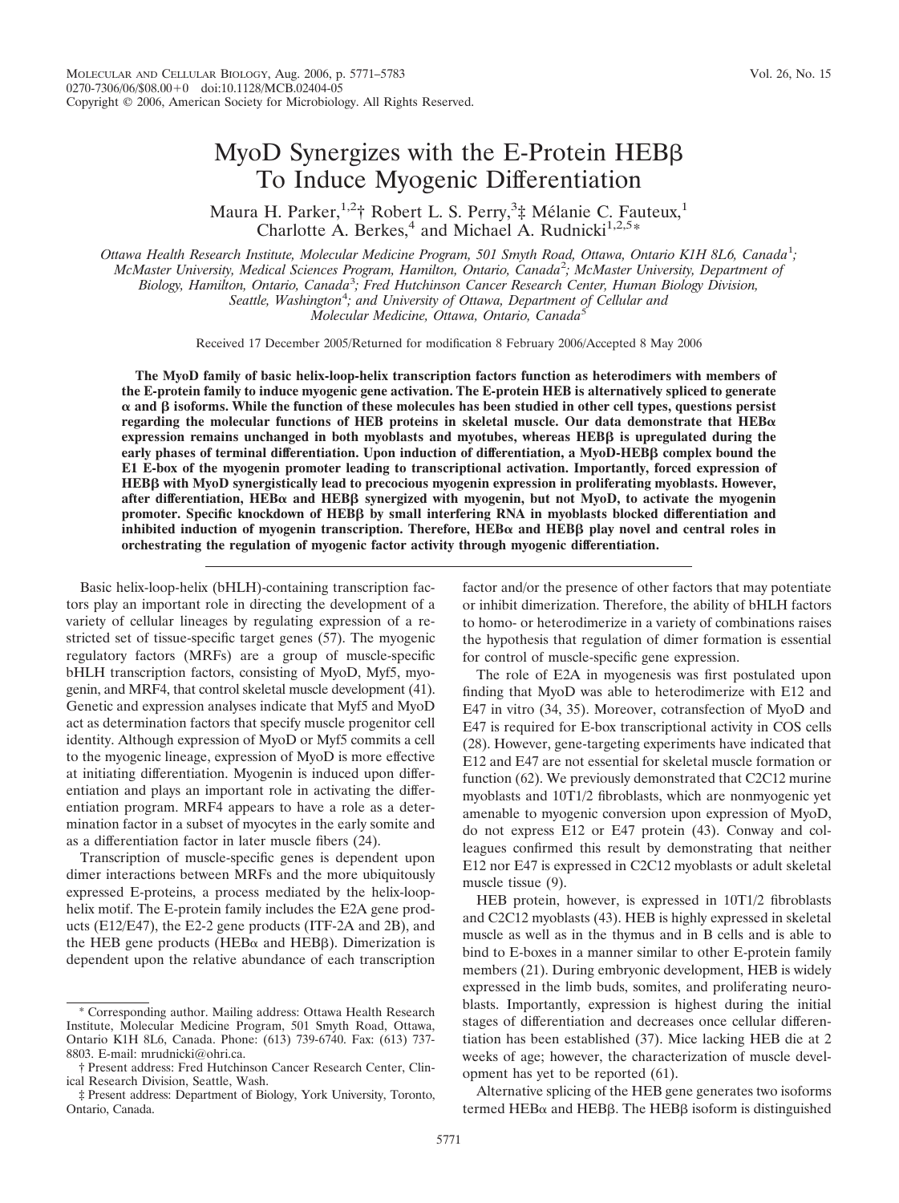# MyoD Synergizes with the E-Protein HEBβ To Induce Myogenic Differentiation

Maura H. Parker,[1,2]† Robert L. S. Perry,[3]‡ Mélanie C. Fauteux,[1] Charlotte A. Berkes,[4] and Michael A. Rudnicki[1,2,5]*

*Ottawa Health Research Institute, Molecular Medicine Program, 501 Smyth Road, Ottawa, Ontario K1H 8L6, Canada[1]; McMaster University, Medical Sciences Program, Hamilton, Ontario, Canada[2]; McMaster University, Department of Biology, Hamilton, Ontario, Canada[3]; Fred Hutchinson Cancer Research Center, Human Biology Division, Seattle, Washington[4]; and University of Ottawa, Department of Cellular and Molecular Medicine, Ottawa, Ontario, Canada[5]*

Received 17 December 2005/Returned for modification 8 February 2006/Accepted 8 May 2006

**The MyoD family of basic helix-loop-helix transcription factors function as heterodimers with members of the E-protein family to induce myogenic gene activation. The E-protein HEB is alternatively spliced to generate α and β isoforms. While the function of these molecules has been studied in other cell types, questions persist regarding the molecular functions of HEB proteins in skeletal muscle. Our data demonstrate that HEBα expression remains unchanged in both myoblasts and myotubes, whereas HEBβ is upregulated during the early phases of terminal differentiation. Upon induction of differentiation, a MyoD-HEBβ complex bound the E1 E-box of the myogenin promoter leading to transcriptional activation. Importantly, forced expression of HEBβ with MyoD synergistically lead to precocious myogenin expression in proliferating myoblasts. However, after differentiation, HEBα and HEBβ synergized with myogenin, but not MyoD, to activate the myogenin promoter. Specific knockdown of HEBβ by small interfering RNA in myoblasts blocked differentiation and inhibited induction of myogenin transcription. Therefore, HEBα and HEBβ play novel and central roles in orchestrating the regulation of myogenic factor activity through myogenic differentiation.**

Basic helix-loop-helix (bHLH)-containing transcription factors play an important role in directing the development of a variety of cellular lineages by regulating expression of a restricted set of tissue-specific target genes (57). The myogenic regulatory factors (MRFs) are a group of muscle-specific bHLH transcription factors, consisting of MyoD, Myf5, myogenin, and MRF4, that control skeletal muscle development (41). Genetic and expression analyses indicate that Myf5 and MyoD act as determination factors that specify muscle progenitor cell identity. Although expression of MyoD or Myf5 commits a cell to the myogenic lineage, expression of MyoD is more effective at initiating differentiation. Myogenin is induced upon differentiation and plays an important role in activating the differentiation program. MRF4 appears to have a role as a determination factor in a subset of myocytes in the early somite and as a differentiation factor in later muscle fibers (24).

Transcription of muscle-specific genes is dependent upon dimer interactions between MRFs and the more ubiquitously expressed E-proteins, a process mediated by the helix-loop-helix motif. The E-protein family includes the E2A gene products (E12/E47), the E2-2 gene products (ITF-2A and 2B), and the HEB gene products (HEBα and HEBβ). Dimerization is dependent upon the relative abundance of each transcription factor and/or the presence of other factors that may potentiate or inhibit dimerization. Therefore, the ability of bHLH factors to homo- or heterodimerize in a variety of combinations raises the hypothesis that regulation of dimer formation is essential for control of muscle-specific gene expression.

The role of E2A in myogenesis was first postulated upon finding that MyoD was able to heterodimerize with E12 and E47 in vitro (34, 35). Moreover, cotransfection of MyoD and E47 is required for E-box transcriptional activity in COS cells (28). However, gene-targeting experiments have indicated that E12 and E47 are not essential for skeletal muscle formation or function (62). We previously demonstrated that C2C12 murine myoblasts and 10T1/2 fibroblasts, which are nonmyogenic yet amenable to myogenic conversion upon expression of MyoD, do not express E12 or E47 protein (43). Conway and colleagues confirmed this result by demonstrating that neither E12 nor E47 is expressed in C2C12 myoblasts or adult skeletal muscle tissue (9).

HEB protein, however, is expressed in 10T1/2 fibroblasts and C2C12 myoblasts (43). HEB is highly expressed in skeletal muscle as well as in the thymus and in B cells and is able to bind to E-boxes in a manner similar to other E-protein family members (21). During embryonic development, HEB is widely expressed in the limb buds, somites, and proliferating neuroblasts. Importantly, expression is highest during the initial stages of differentiation and decreases once cellular differentiation has been established (37). Mice lacking HEB die at 2 weeks of age; however, the characterization of muscle development has yet to be reported (61).

Alternative splicing of the HEB gene generates two isoforms termed HEBα and HEBβ. The HEBβ isoform is distinguished

\* Corresponding author. Mailing address: Ottawa Health Research Institute, Molecular Medicine Program, 501 Smyth Road, Ottawa, Ontario K1H 8L6, Canada. Phone: (613) 739-6740. Fax: (613) 737-8803. E-mail: mrudnicki@ohri.ca.

† Present address: Fred Hutchinson Cancer Research Center, Clinical Research Division, Seattle, Wash.

‡ Present address: Department of Biology, York University, Toronto, Ontario, Canada.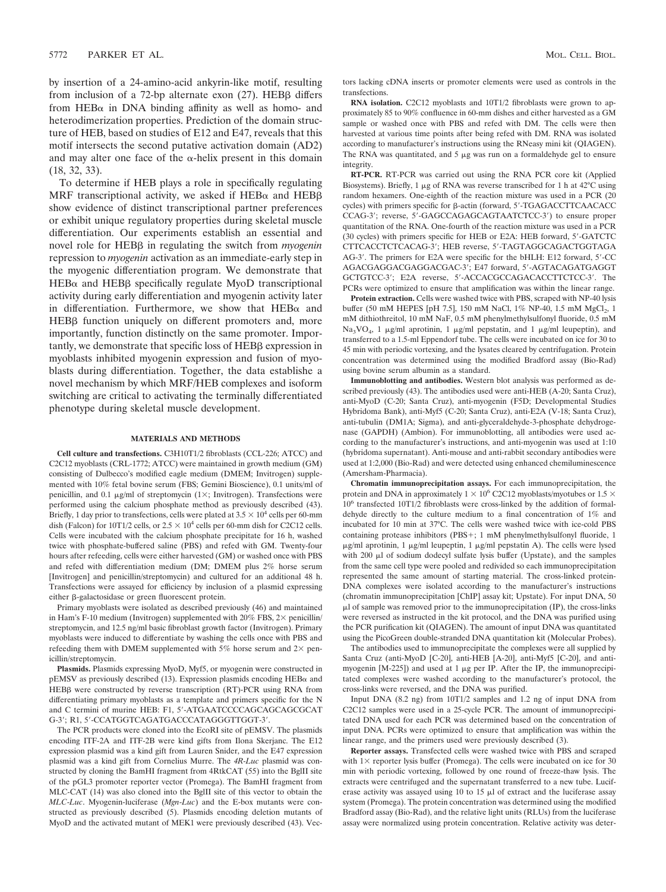by insertion of a 24-amino-acid ankyrin-like motif, resulting from inclusion of a 72-bp alternate exon (27). HEBβ differs from HEBα in DNA binding affinity as well as homo- and heterodimerization properties. Prediction of the domain structure of HEB, based on studies of E12 and E47, reveals that this motif intersects the second putative activation domain (AD2) and may alter one face of the α-helix present in this domain (18, 32, 33).

To determine if HEB plays a role in specifically regulating MRF transcriptional activity, we asked if HEBα and HEBβ show evidence of distinct transcriptional partner preferences or exhibit unique regulatory properties during skeletal muscle differentiation. Our experiments establish an essential and novel role for HEBβ in regulating the switch from *myogenin* repression to *myogenin* activation as an immediate-early step in the myogenic differentiation program. We demonstrate that HEBα and HEBβ specifically regulate MyoD transcriptional activity during early differentiation and myogenin activity later in differentiation. Furthermore, we show that HEBα and HEBβ function uniquely on different promoters and, more importantly, function distinctly on the same promoter. Importantly, we demonstrate that specific loss of HEBβ expression in myoblasts inhibited myogenin expression and fusion of myoblasts during differentiation. Together, the data establishe a novel mechanism by which MRF/HEB complexes and isoform switching are critical to activating the terminally differentiated phenotype during skeletal muscle development.

## MATERIALS AND METHODS

**Cell culture and transfections.** C3H10T1/2 fibroblasts (CCL-226; ATCC) and C2C12 myoblasts (CRL-1772; ATCC) were maintained in growth medium (GM) consisting of Dulbecco's modified eagle medium (DMEM; Invitrogen) supplemented with 10% fetal bovine serum (FBS; Gemini Bioscience), 0.1 units/ml of penicillin, and 0.1 μg/ml of streptomycin (1×; Invitrogen). Transfections were performed using the calcium phosphate method as previously described (43). Briefly, 1 day prior to transfections, cells were plated at $3.5 \times 10^4$ cells per 60-mm dish (Falcon) for 10T1/2 cells, or $2.5 \times 10^4$ cells per 60-mm dish for C2C12 cells. Cells were incubated with the calcium phosphate precipitate for 16 h, washed twice with phosphate-buffered saline (PBS) and refed with GM. Twenty-four hours after refeeding, cells were either harvested (GM) or washed once with PBS and refed with differentiation medium (DM; DMEM plus 2% horse serum [Invitrogen] and penicillin/streptomycin) and cultured for an additional 48 h. Transfections were assayed for efficiency by inclusion of a plasmid expressing either β-galactosidase or green fluorescent protein.

Primary myoblasts were isolated as described previously (46) and maintained in Ham's F-10 medium (Invitrogen) supplemented with 20% FBS, 2× penicillin/streptomycin, and 12.5 ng/ml basic fibroblast growth factor (Invitrogen). Primary myoblasts were induced to differentiate by washing the cells once with PBS and refeeding them with DMEM supplemented with 5% horse serum and 2× penicillin/streptomycin.

**Plasmids.** Plasmids expressing MyoD, Myf5, or myogenin were constructed in pEMSV as previously described (13). Expression plasmids encoding HEBα and HEBβ were constructed by reverse transcription (RT)-PCR using RNA from differentiating primary myoblasts as a template and primers specific for the N and C termini of murine HEB: F1, 5′-ATGAATCCCCAGCAGCAGCGCATG-3′; R1, 5′-CCATGGTCAGATGACCCATAGGGTTGGT-3′.

The PCR products were cloned into the EcoRI site of pEMSV. The plasmids encoding ITF-2A and ITF-2B were kind gifts from Ilona Skerjanc. The E12 expression plasmid was a kind gift from Lauren Snider, and the E47 expression plasmid was a kind gift from Cornelius Murre. The *4R-Luc* plasmid was constructed by cloning the BamHI fragment from 4RtkCAT (55) into the BglII site of the pGL3 promoter reporter vector (Promega). The BamHI fragment from MLC-CAT (14) was also cloned into the BglII site of this vector to obtain the *MLC-Luc*. Myogenin-luciferase (*Mgn-Luc*) and the E-box mutants were constructed as previously described (5). Plasmids encoding deletion mutants of MyoD and the activated mutant of MEK1 were previously described (43). Vectors lacking cDNA inserts or promoter elements were used as controls in the transfections.

**RNA isolation.** C2C12 myoblasts and 10T1/2 fibroblasts were grown to approximately 85 to 90% confluence in 60-mm dishes and either harvested as a GM sample or washed once with PBS and refed with DM. The cells were then harvested at various time points after being refed with DM. RNA was isolated according to manufacturer's instructions using the RNeasy mini kit (QIAGEN). The RNA was quantitated, and 5 μg was run on a formaldehyde gel to ensure integrity.

**RT-PCR.** RT-PCR was carried out using the RNA PCR core kit (Applied Biosystems). Briefly, 1 μg of RNA was reverse transcribed for 1 h at 42°C using random hexamers. One-eighth of the reaction mixture was used in a PCR (20 cycles) with primers specific for β-actin (forward, 5′-TGAGACCTTCAACACCCCAG-3′; reverse, 5′-GAGCCAGAGCAGTAATCTCC-3′) to ensure proper quantitation of the RNA. One-fourth of the reaction mixture was used in a PCR (30 cycles) with primers specific for HEB or E2A: HEB forward, 5′-GATCTCCTTCACCTCTCACAG-3′; HEB reverse, 5′-TAGTAGGCAGACTGGTAGAAG-3′. The primers for E2A were specific for the bHLH: E12 forward, 5′-CCAGACGAGGACGAGGACGAC-3′; E47 forward, 5′-AGTACAGATGAGGTGCTGTCC-3′; E2A reverse, 5′-ACCACGCCAGACACCTTCTCC-3′. The PCRs were optimized to ensure that amplification was within the linear range.

**Protein extraction.** Cells were washed twice with PBS, scraped with NP-40 lysis buffer (50 mM HEPES [pH 7.5], 150 mM NaCl, 1% NP-40, 1.5 mM $MgCl_2$, 1 mM dithiothreitol, 10 mM NaF, 0.5 mM phenylmethylsulfonyl fluoride, 0.5 mM $Na_3VO_4$, 1 μg/ml aprotinin, 1 μg/ml pepstatin, and 1 μg/ml leupeptin), and transferred to a 1.5-ml Eppendorf tube. The cells were incubated on ice for 30 to 45 min with periodic vortexing, and the lysates cleared by centrifugation. Protein concentration was determined using the modified Bradford assay (Bio-Rad) using bovine serum albumin as a standard.

**Immunoblotting and antibodies.** Western blot analysis was performed as described previously (43). The antibodies used were anti-HEB (A-20; Santa Cruz), anti-MyoD (C-20; Santa Cruz), anti-myogenin (F5D; Developmental Studies Hybridoma Bank), anti-Myf5 (C-20; Santa Cruz), anti-E2A (V-18; Santa Cruz), anti-tubulin (DM1A; Sigma), and anti-glyceraldehyde-3-phosphate dehydrogenase (GAPDH) (Ambion). For immunoblotting, all antibodies were used according to the manufacturer's instructions, and anti-myogenin was used at 1:10 (hybridoma supernatant). Anti-mouse and anti-rabbit secondary antibodies were used at 1:2,000 (Bio-Rad) and were detected using enhanced chemiluminescence (Amersham-Pharmacia).

**Chromatin immunoprecipitation assays.** For each immunoprecipitation, the protein and DNA in approximately $1 \times 10^6$ C2C12 myoblasts/myotubes or $1.5 \times 10^6$ transfected 10T1/2 fibroblasts were cross-linked by the addition of formaldehyde directly to the culture medium to a final concentration of 1% and incubated for 10 min at 37°C. The cells were washed twice with ice-cold PBS containing protease inhibitors (PBS+; 1 mM phenylmethylsulfonyl fluoride, 1 μg/ml aprotinin, 1 μg/ml leupeptin, 1 μg/ml pepstatin A). The cells were lysed with 200 μl of sodium dodecyl sulfate lysis buffer (Upstate), and the samples from the same cell type were pooled and redivided so each immunoprecipitation represented the same amount of starting material. The cross-linked protein-DNA complexes were isolated according to the manufacturer's instructions (chromatin immunoprecipitation [ChIP] assay kit; Upstate). For input DNA, 50 μl of sample was removed prior to the immunoprecipitation (IP), the cross-links were reversed as instructed in the kit protocol, and the DNA was purified using the PCR purification kit (QIAGEN). The amount of input DNA was quantitated using the PicoGreen double-stranded DNA quantitation kit (Molecular Probes).

The antibodies used to immunoprecipitate the complexes were all supplied by Santa Cruz (anti-MyoD [C-20], anti-HEB [A-20], anti-Myf5 [C-20], and anti-myogenin [M-225]) and used at 1 μg per IP. After the IP, the immunoprecipitated complexes were washed according to the manufacturer's protocol, the cross-links were reversed, and the DNA was purified.

Input DNA (8.2 ng) from 10T1/2 samples and 1.2 ng of input DNA from C2C12 samples were used in a 25-cycle PCR. The amount of immunoprecipitated DNA used for each PCR was determined based on the concentration of input DNA. PCRs were optimized to ensure that amplification was within the linear range, and the primers used were previously described (3).

**Reporter assays.** Transfected cells were washed twice with PBS and scraped with 1× reporter lysis buffer (Promega). The cells were incubated on ice for 30 min with periodic vortexing, followed by one round of freeze-thaw lysis. The extracts were centrifuged and the supernatant transferred to a new tube. Luciferase activity was assayed using 10 to 15 μl of extract and the luciferase assay system (Promega). The protein concentration was determined using the modified Bradford assay (Bio-Rad), and the relative light units (RLUs) from the luciferase assay were normalized using protein concentration. Relative activity was deter-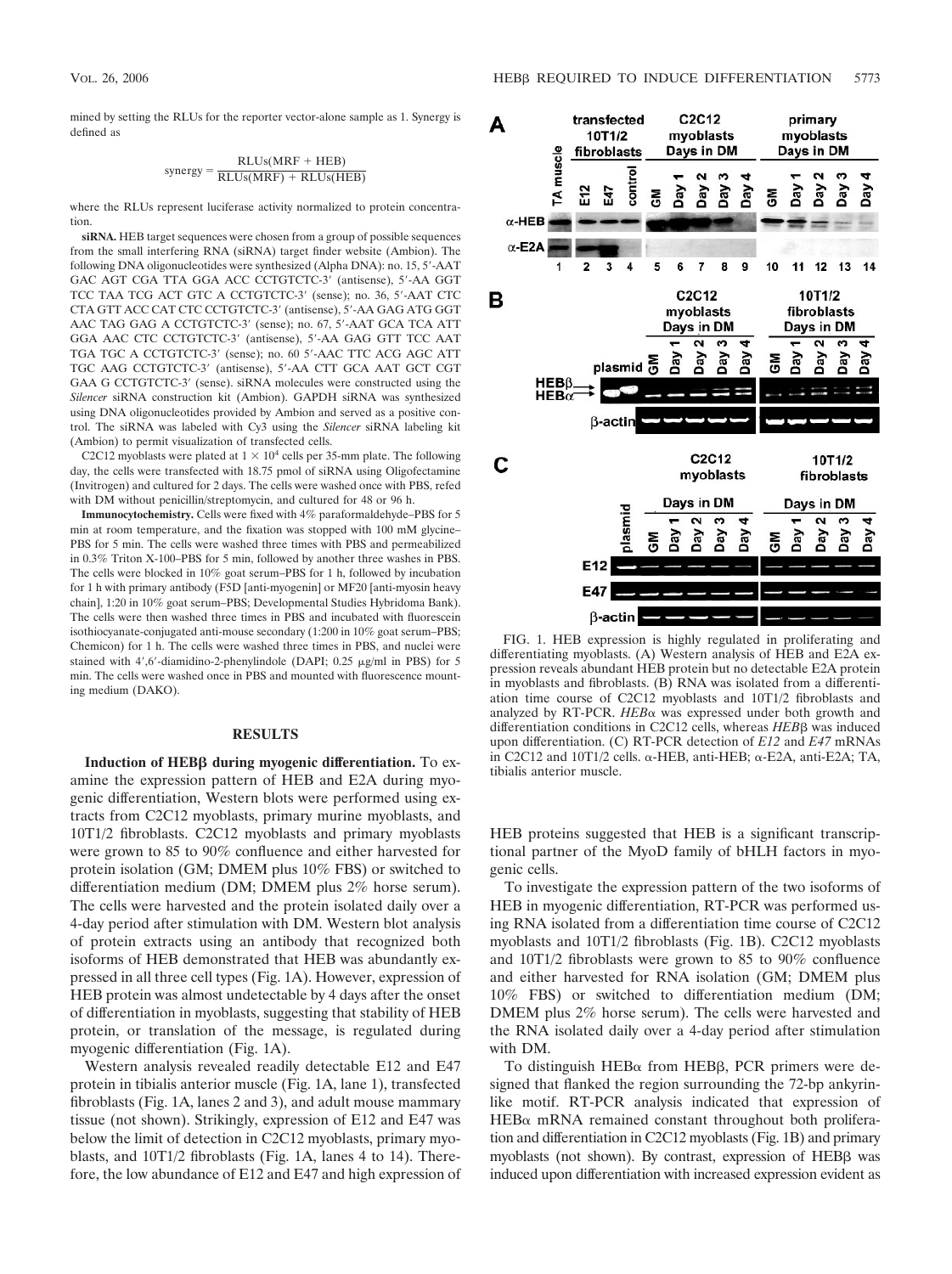mined by setting the RLUs for the reporter vector-alone sample as 1. Synergy is defined as

$$\text{synergy} = \frac{\text{RLUs(MRF + HEB)}}{\text{RLUs(MRF)} + \text{RLUs(HEB)}}$$

where the RLUs represent luciferase activity normalized to protein concentration.

**siRNA.** HEB target sequences were chosen from a group of possible sequences from the small interfering RNA (siRNA) target finder website (Ambion). The following DNA oligonucleotides were synthesized (Alpha DNA): no. 15, 5′-AAT GAC AGT CGA TTA GGA ACC CCTGTCTC-3′ (antisense), 5′-AA GGT TCC TAA TCG ACT GTC A CCTGTCTC-3′ (sense); no. 36, 5′-AAT CTC CTA GTT ACC CAT CTC CCTGTCTC-3′ (antisense), 5′-AA GAG ATG GGT AAC TAG GAG A CCTGTCTC-3′ (sense); no. 67, 5′-AAT GCA TCA ATT GGA AAC CTC CCTGTCTC-3′ (antisense), 5′-AA GAG GTT TCC AAT TGA TGC A CCTGTCTC-3′ (sense); no. 60 5′-AAC TTC ACG AGC ATT TGC AAG CCTGTCTC-3′ (antisense), 5′-AA CTT GCA AAT GCT CGT GAA G CCTGTCTC-3′ (sense). siRNA molecules were constructed using the *Silencer* siRNA construction kit (Ambion). GAPDH siRNA was synthesized using DNA oligonucleotides provided by Ambion and served as a positive control. The siRNA was labeled with Cy3 using the *Silencer* siRNA labeling kit (Ambion) to permit visualization of transfected cells.

C2C12 myoblasts were plated at $1 \times 10^4$ cells per 35-mm plate. The following day, the cells were transfected with 18.75 pmol of siRNA using Oligofectamine (Invitrogen) and cultured for 2 days. The cells were washed once with PBS, refed with DM without penicillin/streptomycin, and cultured for 48 or 96 h.

**Immunocytochemistry.** Cells were fixed with 4% paraformaldehyde–PBS for 5 min at room temperature, and the fixation was stopped with 100 mM glycine–PBS for 5 min. The cells were washed three times with PBS and permeabilized in 0.3% Triton X-100–PBS for 5 min, followed by another three washes in PBS. The cells were blocked in 10% goat serum–PBS for 1 h, followed by incubation for 1 h with primary antibody (F5D [anti-myogenin] or MF20 [anti-myosin heavy chain], 1:20 in 10% goat serum–PBS; Developmental Studies Hybridoma Bank). The cells were then washed three times in PBS and incubated with fluorescein isothiocyanate-conjugated anti-mouse secondary (1:200 in 10% goat serum–PBS; Chemicon) for 1 h. The cells were washed three times in PBS, and nuclei were stained with 4′,6′-diamidino-2-phenylindole (DAPI; 0.25 μg/ml in PBS) for 5 min. The cells were washed once in PBS and mounted with fluorescence mounting medium (DAKO).

## RESULTS

**Induction of HEBβ during myogenic differentiation.** To examine the expression pattern of HEB and E2A expression during myogenic differentiation, Western blots were performed using extracts from C2C12 myoblasts, primary murine myoblasts, and 10T1/2 fibroblasts. C2C12 myoblasts and primary myoblasts were grown to 85 to 90% confluence and either harvested for protein isolation (GM; DMEM plus 10% FBS) or switched to differentiation medium (DM; DMEM plus 2% horse serum). The cells were harvested and the protein isolated daily over a 4-day period after stimulation with DM. Western blot analysis of protein extracts using an antibody that recognized both isoforms of HEB demonstrated that HEB was abundantly expressed in all three cell types (Fig. 1A). However, expression of HEB protein was almost undetectable by 4 days after the onset of differentiation in myoblasts, suggesting that stability of HEB protein, or translation of the message, is regulated during myogenic differentiation (Fig. 1A).

Western analysis revealed readily detectable E12 and E47 protein in tibialis anterior muscle (Fig. 1A, lane 1), transfected fibroblasts (Fig. 1A, lanes 2 and 3), and adult mouse mammary tissue (not shown). Strikingly, expression of E12 and E47 was below the limit of detection in C2C12 myoblasts, primary myoblasts, and 10T1/2 fibroblasts (Fig. 1A, lanes 4 to 14). Therefore, the low abundance of E12 and E47 and high expression of HEB proteins suggested that HEB is a significant transcriptional partner of the MyoD family of bHLH factors in myogenic cells.

To investigate the expression pattern of the two isoforms of HEB in myogenic differentiation, RT-PCR was performed using RNA isolated from a differentiation time course of C2C12 myoblasts and 10T1/2 fibroblasts (Fig. 1B). C2C12 myoblasts and 10T1/2 fibroblasts were grown to 85 to 90% confluence and either harvested for RNA isolation (GM; DMEM plus 10% FBS) or switched to differentiation medium (DM; DMEM plus 2% horse serum). The cells were harvested and the RNA isolated daily over a 4-day period after stimulation with DM.

To distinguish HEBα from HEBβ, PCR primers were designed that flanked the region surrounding the 72-bp ankyrin-like motif. RT-PCR analysis indicated that expression of HEBα mRNA remained constant throughout both proliferation and differentiation in C2C12 myoblasts (Fig. 1B) and primary myoblasts (not shown). By contrast, expression of HEBβ was induced upon differentiation with increased expression evident as

FIG. 1. HEB expression is highly regulated in proliferating and differentiating myoblasts. (A) Western analysis of HEB and E2A expression reveals abundant HEB protein but no detectable E2A protein in myoblasts and fibroblasts. (B) RNA was isolated from a differentiation time course of C2C12 myoblasts and 10T1/2 fibroblasts and analyzed by RT-PCR. *HEBα* was expressed under both growth and differentiation conditions in C2C12 cells, whereas *HEBβ* was induced upon differentiation. (C) RT-PCR detection of *E12* and *E47* mRNAs in C2C12 and 10T1/2 cells. α-HEB, anti-HEB; α-E2A, anti-E2A; TA, tibialis anterior muscle.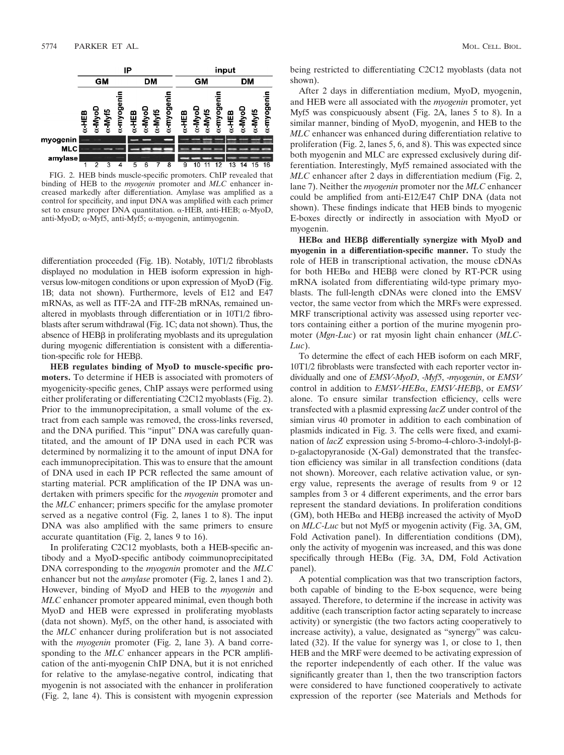FIG. 2. HEB binds muscle-specific promoters. ChIP revealed that binding of HEB to the *myogenin* promoter and *MLC* enhancer increased markedly after differentiation. Amylase was amplified as a control for specificity, and input DNA was amplified with each primer set to ensure proper DNA quantitation. α-HEB, anti-HEB; α-MyoD, anti-MyoD; α-Myf5, anti-Myf5; α-myogenin, antimyogenin.

differentiation proceeded (Fig. 1B). Notably, 10T1/2 fibroblasts displayed no modulation in HEB isoform expression in high-versus low-mitogen conditions or upon expression of MyoD (Fig. 1B; data not shown). Furthermore, levels of E12 and E47 mRNAs, as well as ITF-2A and ITF-2B mRNAs, remained unaltered in myoblasts through differentiation or in 10T1/2 fibroblasts after serum withdrawal (Fig. 1C; data not shown). Thus, the absence of HEBβ in proliferating myoblasts and its upregulation during myogenic differentiation is consistent with a differentiation-specific role for HEBβ.

**HEB regulates binding of MyoD to muscle-specific promoters.** To determine if HEB is associated with promoters of myogenicity-specific genes, ChIP assays were performed using either proliferating or differentiating C2C12 myoblasts (Fig. 2). Prior to the immunoprecipitation, a small volume of the extract from each sample was removed, the cross-links reversed, and the DNA purified. This "input" DNA was carefully quantitated, and the amount of IP DNA used in each PCR was determined by normalizing it to the amount of input DNA for each immunoprecipitation. This was to ensure that the amount of DNA used in each IP PCR reflected the same amount of starting material. PCR amplification of the IP DNA was undertaken with primers specific for the *myogenin* promoter and the *MLC* enhancer; primers specific for the amylase promoter served as a negative control (Fig. 2, lanes 1 to 8). The input DNA was also amplified with the same primers to ensure accurate quantitation (Fig. 2, lanes 9 to 16).

In proliferating C2C12 myoblasts, both a HEB-specific antibody and a MyoD-specific antibody coimmunoprecipitated DNA corresponding to the *myogenin* promoter and the *MLC* enhancer but not the *amylase* promoter (Fig. 2, lanes 1 and 2). However, binding of MyoD and HEB to the *myogenin* and *MLC* enhancer promoter appeared minimal, even though both MyoD and HEB were expressed in proliferating myoblasts (data not shown). Myf5, on the other hand, is associated with the *MLC* enhancer during proliferation but is not associated with the *myogenin* promoter (Fig. 2, lane 3). A band corresponding to the *MLC* enhancer appears in the PCR amplification of the anti-myogenin ChIP DNA, but it is not enriched for relative to the amylase-negative control, indicating that myogenin is not associated with the enhancer in proliferation (Fig. 2, lane 4). This is consistent with myogenin expression being restricted to differentiating C2C12 myoblasts (data not shown).

After 2 days in differentiation medium, MyoD, myogenin, and HEB were all associated with the *myogenin* promoter, yet Myf5 was conspicuously absent (Fig. 2A, lanes 5 to 8). In a similar manner, binding of MyoD, myogenin, and HEB to the *MLC* enhancer was enhanced during differentiation relative to proliferation (Fig. 2, lanes 5, 6, and 8). This was expected since both myogenin and MLC are expressed exclusively during differentiation. Interestingly, Myf5 remained associated with the *MLC* enhancer after 2 days in differentiation medium (Fig. 2, lane 7). Neither the *myogenin* promoter nor the *MLC* enhancer could be amplified from anti-E12/E47 ChIP DNA (data not shown). These findings indicate that HEB binds to myogenic E-boxes directly or indirectly in association with MyoD or myogenin.

**HEBα and HEBβ differentially synergize with MyoD and myogenin in a differentiation-specific manner.** To study the role of HEB in transcriptional activation, the mouse cDNAs for both HEBα and HEBβ were cloned by RT-PCR using mRNA isolated from differentiating wild-type primary myoblasts. The full-length cDNAs were cloned into the EMSV vector, the same vector from which the MRFs were expressed. MRF transcriptional activity was assessed using reporter vectors containing either a portion of the murine myogenin promoter (*Mgn-Luc*) or rat myosin light chain enhancer (*MLC-Luc*).

To determine the effect of each HEB isoform on each MRF, 10T1/2 fibroblasts were transfected with each reporter vector individually and one of *EMSV-MyoD*, *-Myf5*, *-myogenin*, or *EMSV* control in addition to *EMSV-HEBα*, *EMSV-HEBβ*, or *EMSV* alone. To ensure similar transfection efficiency, cells were transfected with a plasmid expressing *lacZ* under control of the simian virus 40 promoter in addition to each combination of plasmids indicated in Fig. 3. The cells were fixed, and examination of *lacZ* expression using 5-bromo-4-chloro-3-indolyl-β-D-galactopyranoside (X-Gal) demonstrated that the transfection efficiency was similar in all transfection conditions (data not shown). Moreover, each relative activation value, or synergy value, represents the average of results from 9 or 12 samples from 3 or 4 different experiments, and the error bars represent the standard deviations. In proliferation conditions (GM), both HEBα and HEBβ increased the activity of MyoD on *MLC-Luc* but not Myf5 or myogenin activity (Fig. 3A, GM, Fold Activation panel). In differentiation conditions (DM), only the activity of myogenin was increased, and this was done specifically through HEBα (Fig. 3A, DM, Fold Activation panel).

A potential complication was that two transcription factors, both capable of binding to the E-box sequence, were being assayed. Therefore, to determine if the increase in activity was additive (each transcription factor acting separately to increase activity) or synergistic (the two factors acting cooperatively to increase activity), a value, designated as "synergy" was calculated (32). If the value for synergy was 1, or close to 1, then HEB and the MRF were deemed to be activating expression of the reporter independently of each other. If the value was significantly greater than 1, then the two transcription factors were considered to have functioned cooperatively to activate expression of the reporter (see Materials and Methods for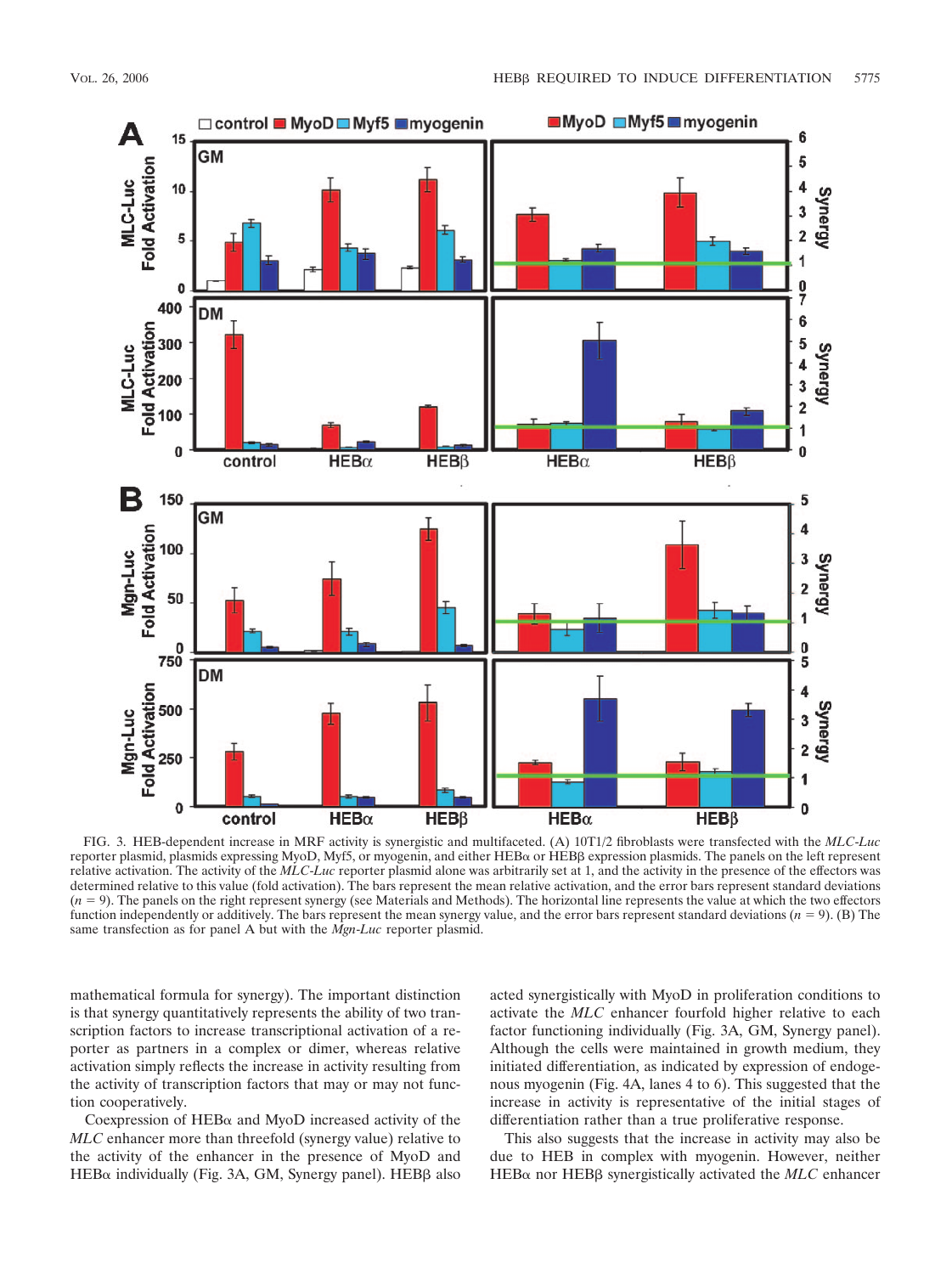FIG. 3. HEB-dependent increase in MRF activity is synergistic and multifaceted. (A) 10T1/2 fibroblasts were transfected with the *MLC-Luc* reporter plasmid, plasmids expressing MyoD, Myf5, or myogenin, and either HEBα or HEBβ expression plasmids. The panels on the left represent relative activation. The activity of the *MLC-Luc* reporter plasmid alone was arbitrarily set at 1, and the activity in the presence of the effectors was determined relative to this value (fold activation). The bars represent the mean relative activation, and the error bars represent standard deviations ($n = 9$). The panels on the right represent synergy (see Materials and Methods). The horizontal line represents the value at which the two effectors function independently or additively. The bars represent the mean synergy value, and the error bars represent standard deviations ($n = 9$). (B) The same transfection as for panel A but with the *Mgn-Luc* reporter plasmid.

mathematical formula for synergy). The important distinction is that synergy quantitatively represents the ability of two transcription factors to increase transcriptional activation of a reporter as partners in a complex or dimer, whereas relative activation simply reflects the increase in activity resulting from the activity of transcription factors that may or may not function cooperatively.

Coexpression of HEBα and MyoD increased activity of the *MLC* enhancer more than threefold (synergy value) relative to the activity of the enhancer in the presence of MyoD and HEBα individually (Fig. 3A, GM, Synergy panel). HEBβ also acted synergistically with MyoD in proliferation conditions to activate the *MLC* enhancer fourfold higher relative to each factor functioning individually (Fig. 3A, GM, Synergy panel). Although the cells were maintained in growth medium, they initiated differentiation, as indicated by expression of endogenous myogenin (Fig. 4A, lanes 4 to 6). This suggested that the increase in activity is representative of the initial stages of differentiation rather than a true proliferative response.

This also suggests that the increase in activity may also be due to HEB in complex with myogenin. However, neither HEBα nor HEBβ synergistically activated the *MLC* enhancer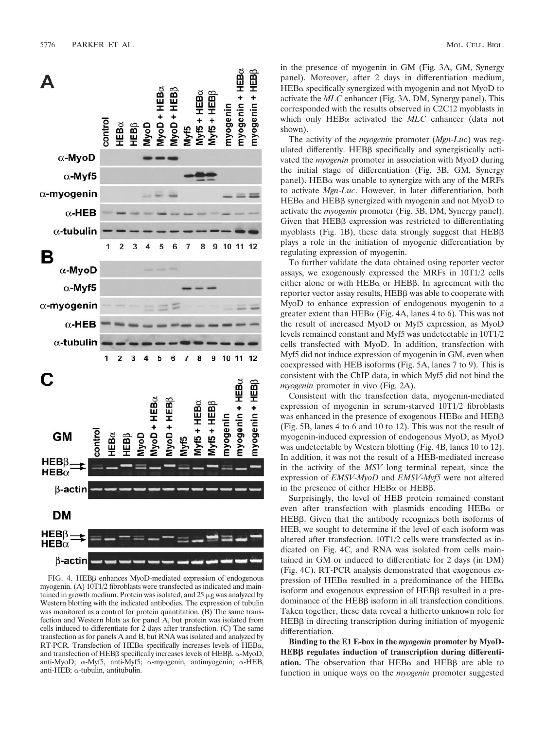FIG. 4. HEBβ enhances MyoD-mediated expression of endogenous myogenin. (A) 10T1/2 fibroblasts were transfected as indicated and maintained in growth medium. Protein was isolated, and 25 μg was analyzed by Western blotting with the indicated antibodies. The expression of tubulin was monitored as a control for protein quantitation. (B) The same transfection and Western blots as for panel A, but protein was isolated from cells induced to differentiate for 2 days after transfection. (C) The same transfection as for panels A and B, but RNA was isolated and analyzed by RT-PCR. Transfection of HEBα specifically increases levels of HEBα, and transfection of HEBβ specifically increases levels of HEBβ. α-MyoD, anti-MyoD; α-Myf5, anti-Myf5; α-myogenin, antimyogenin; α-HEB, anti-HEB; α-tubulin, antitubulin.

in the presence of myogenin in GM (Fig. 3A, GM, Synergy panel). Moreover, after 2 days in differentiation medium, HEBα specifically synergized with myogenin and not MyoD to activate the *MLC* enhancer (Fig. 3A, DM, Synergy panel). This corresponded with the results observed in C2C12 myoblasts in which only HEBα activated the *MLC* enhancer (data not shown).

The activity of the *myogenin* promoter (*Mgn-Luc*) was regulated differently. HEBβ specifically and synergistically activated the *myogenin* promoter in association with MyoD during the initial stage of differentiation (Fig. 3B, GM, Synergy panel). HEBα was unable to synergize with any of the MRFs to activate *Mgn-Luc*. However, in later differentiation, both HEBα and HEBβ synergized with myogenin and not MyoD to activate the *myogenin* promoter (Fig. 3B, DM, Synergy panel). Given that HEBβ expression was restricted to differentiating myoblasts (Fig. 1B), these data strongly suggest that HEBβ plays a role in the initiation of myogenic differentiation by regulating expression of myogenin.

To further validate the data obtained using reporter vector assays, we exogenously expressed the MRFs in 10T1/2 cells either alone or with HEBα or HEBβ. In agreement with the reporter vector assay results, HEBβ was able to cooperate with MyoD to enhance expression of endogenous myogenin to a greater extent than HEBα (Fig. 4A, lanes 4 to 6). This was not the result of increased MyoD or Myf5 expression, as MyoD levels remained constant and Myf5 was undetectable in 10T1/2 cells transfected with MyoD. In addition, transfection with Myf5 did not induce expression of myogenin in GM, even when coexpressed with HEB isoforms (Fig. 5A, lanes 7 to 9). This is consistent with the ChIP data, in which Myf5 did not bind the *myogenin* promoter in vivo (Fig. 2A).

Consistent with the transfection data, myogenin-mediated expression of myogenin in serum-starved 10T1/2 fibroblasts was enhanced in the presence of exogenous HEBα and HEBβ (Fig. 5B, lanes 4 to 6 and 10 to 12). This was not the result of myogenin-induced expression of endogenous MyoD, as MyoD was undetectable by Western blotting (Fig. 4B, lanes 10 to 12). In addition, it was not the result of a HEB-mediated increase in the activity of the *MSV* long terminal repeat, since the expression of *EMSV-MyoD* and *EMSV-Myf5* were not altered in the presence of either HEBα or HEBβ.

Surprisingly, the level of HEB protein remained constant even after transfection with plasmids encoding HEBα or HEBβ. Given that the antibody recognizes both isoforms of HEB, we sought to determine if the level of each isoform was altered after transfection. 10T1/2 cells were transfected as indicated on Fig. 4C, and RNA was isolated from cells maintained in GM or induced to differentiate for 2 days (in DM) (Fig. 4C). RT-PCR analysis demonstrated that exogenous expression of HEBα resulted in a predominance of the HEBα isoform and exogenous expression of HEBβ resulted in a predominance of the HEBβ isoform in all transfection conditions. Taken together, these data reveal a hitherto unknown role for HEBβ in directing transcription during initiation of myogenic differentiation.

**Binding to the E1 E-box in the *myogenin* promoter by MyoD-HEBβ regulates induction of transcription during differentiation.** The observation that HEBα and HEBβ are able to function in unique ways on the *myogenin* promoter suggested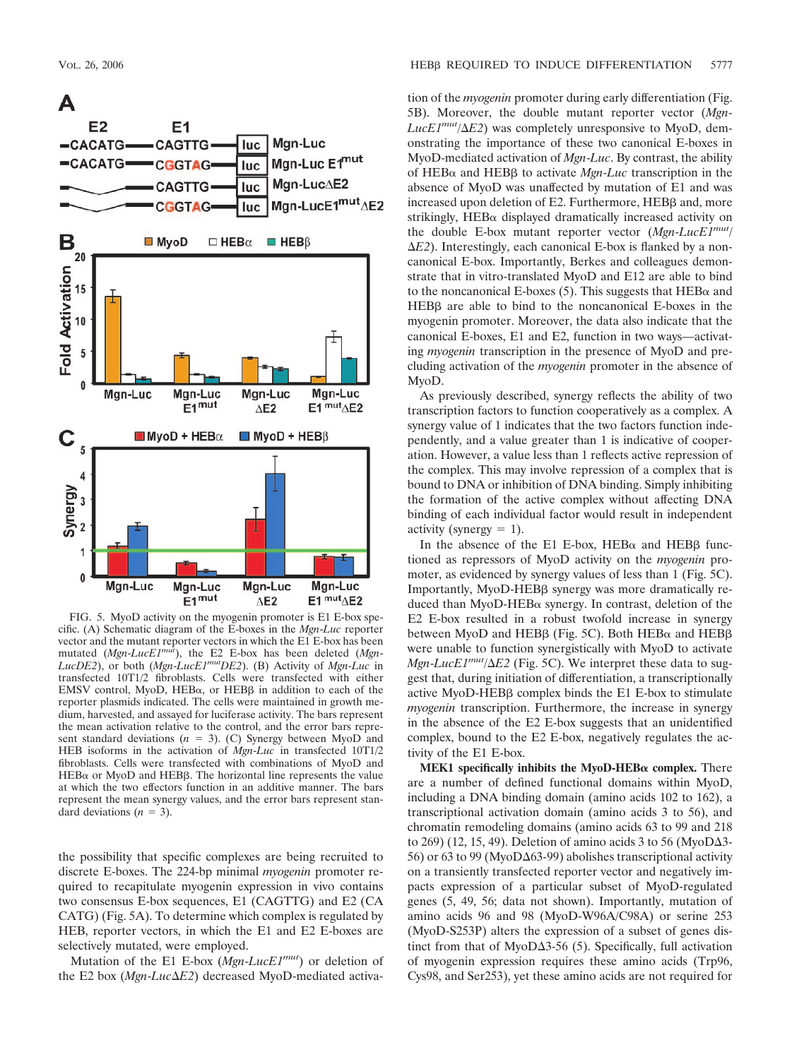FIG. 5. MyoD activity on the myogenin promoter is E1 E-box specific. (A) Schematic diagram of the E-boxes in the *Mgn-Luc* reporter vector and the mutant reporter vectors in which the E1 E-box has been mutated (*Mgn-LucE1$^{mut}$*), the E2 E-box has been deleted (*Mgn-LucDE2*), or both (*Mgn-LucE1$^{mut}$DE2*). (B) Activity of *Mgn-Luc* in transfected 10T1/2 fibroblasts. Cells were transfected with either EMSV control, MyoD, HEBα, or HEBβ in addition to each of the reporter plasmids indicated. The cells were maintained in growth medium, harvested, and assayed for luciferase activity. The bars represent the mean activation relative to the control, and the error bars represent standard deviations ($n = 3$). (C) Synergy between MyoD and HEB isoforms in the activation of *Mgn-Luc* in transfected 10T1/2 fibroblasts. Cells were transfected with combinations of MyoD and HEBα or MyoD and HEBβ. The horizontal line represents the value at which the two effectors function in an additive manner. The bars represent the mean synergy values, and the error bars represent standard deviations ($n = 3$).

the possibility that specific complexes are being recruited to discrete E-boxes. The 224-bp minimal *myogenin* promoter required to recapitulate myogenin expression in vivo contains two consensus E-box sequences, E1 (CAGTTG) and E2 (CA CATG) (Fig. 5A). To determine which complex is regulated by HEB, reporter vectors, in which the E1 and E2 E-boxes are selectively mutated, were employed.

Mutation of the E1 E-box (*Mgn-LucE1$^{mut}$*) or deletion of the E2 box (*Mgn-LucΔE2*) decreased MyoD-mediated activation of the *myogenin* promoter during early differentiation (Fig. 5B). Moreover, the double mutant reporter vector (*Mgn-LucE1$^{mut}$/ΔE2*) was completely unresponsive to MyoD, demonstrating the importance of these two canonical E-boxes in MyoD-mediated activation of *Mgn-Luc*. By contrast, the ability of HEBα and HEBβ to activate *Mgn-Luc* transcription in the absence of MyoD was unaffected by mutation of E1 and was increased upon deletion of E2. Furthermore, HEBβ and, more strikingly, HEBα displayed dramatically increased activity on the double E-box mutant reporter vector (*Mgn-LucE1$^{mut}$/ΔE2*). Interestingly, each canonical E-box is flanked by a noncanonical E-box. Importantly, Berkes and colleagues demonstrate that in vitro-translated MyoD and E12 are able to bind to the noncanonical E-boxes (5). This suggests that HEBα and HEBβ are able to bind to the noncanonical E-boxes in the myogenin promoter. Moreover, the data also indicate that the canonical E-boxes, E1 and E2, function in two ways—activating *myogenin* transcription in the presence of MyoD and precluding activation of the *myogenin* promoter in the absence of MyoD.

As previously described, synergy reflects the ability of two transcription factors to function cooperatively as a complex. A synergy value of 1 indicates that the two factors function independently, and a value greater than 1 is indicative of cooperation. However, a value less than 1 reflects active repression of the complex. This may involve repression of a complex that is bound to DNA or inhibition of DNA binding. Simply inhibiting the formation of the active complex without affecting DNA binding of each individual factor would result in independent activity (synergy = 1).

In the absence of the E1 E-box, HEBα and HEBβ functioned as repressors of MyoD activity on the *myogenin* promoter, as evidenced by synergy values of less than 1 (Fig. 5C). Importantly, MyoD-HEBβ synergy was more dramatically reduced than MyoD-HEBα synergy. In contrast, deletion of the E2 E-box resulted in a robust twofold increase in synergy between MyoD and HEBβ (Fig. 5C). Both HEBα and HEBβ were unable to function synergistically with MyoD to activate *Mgn-LucE1$^{mut}$/ΔE2* (Fig. 5C). We interpret these data to suggest that, during initiation of differentiation, a transcriptionally active MyoD-HEBβ complex binds the E1 E-box to stimulate *myogenin* transcription. Furthermore, the increase in synergy in the absence of the E2 E-box suggests that an unidentified complex, bound to the E2 E-box, negatively regulates the activity of the E1 E-box.

**MEK1 specifically inhibits the MyoD-HEBα complex.** There are a number of defined functional domains within MyoD, including a DNA binding domain (amino acids 102 to 162), a transcriptional activation domain (amino acids 3 to 56), and chromatin remodeling domains (amino acids 63 to 99 and 218 to 269) (12, 15, 49). Deletion of amino acids 3 to 56 (MyoDΔ3-56) or 63 to 99 (MyoDΔ63-99) abolishes transcriptional activity on a transiently transfected reporter vector and negatively impacts expression of a particular subset of MyoD-regulated genes (5, 49, 56; data not shown). Importantly, mutation of amino acids 96 and 98 (MyoD-W96A/C98A) or serine 253 (MyoD-S253P) alters the expression of a subset of genes distinct from that of MyoDΔ3-56 (5). Specifically, full activation of myogenin expression requires these amino acids (Trp96, Cys98, and Ser253), yet these amino acids are not required for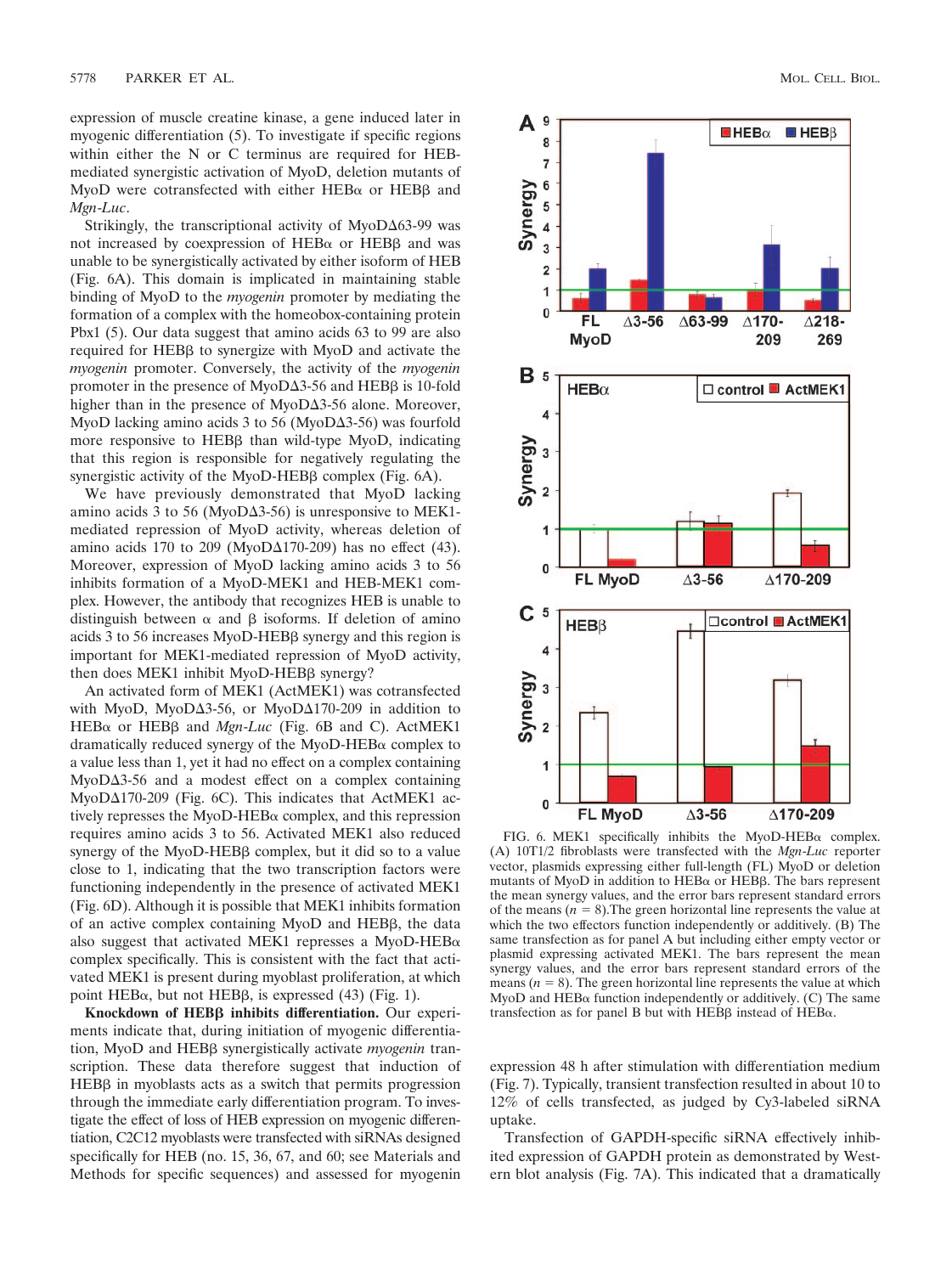expression of muscle creatine kinase, a gene induced later in myogenic differentiation (5). To investigate if specific regions within either the N or C terminus are required for HEB-mediated synergistic activation of MyoD, deletion mutants of MyoD were cotransfected with either HEBα or HEBβ and *Mgn-Luc*.

Strikingly, the transcriptional activity of MyoDΔ63-99 was not increased by coexpression of HEBα or HEBβ and was unable to be synergistically activated by either isoform of HEB (Fig. 6A). This domain is implicated in maintaining stable binding of MyoD to the *myogenin* promoter by mediating the formation of a complex with the homeobox-containing protein Pbx1 (5). Our data suggest that amino acids 63 to 99 are also required for HEBβ to synergize with MyoD and activate the *myogenin* promoter. Conversely, the activity of the *myogenin* promoter in the presence of MyoDΔ3-56 and HEBβ is 10-fold higher than in the presence of MyoDΔ3-56 alone. Moreover, MyoD lacking amino acids 3 to 56 (MyoDΔ3-56) was fourfold more responsive to HEBβ than wild-type MyoD, indicating that this region is responsible for negatively regulating the synergistic activity of the MyoD-HEBβ complex (Fig. 6A).

We have previously demonstrated that MyoD lacking amino acids 3 to 56 (MyoDΔ3-56) is unresponsive to MEK1-mediated repression of MyoD activity, whereas deletion of amino acids 170 to 209 (MyoDΔ170-209) has no effect (43). Moreover, expression of MyoD lacking amino acids 3 to 56 inhibits formation of a MyoD-MEK1 and HEB-MEK1 complex. However, the antibody that recognizes HEB is unable to distinguish between α and β isoforms. If deletion of amino acids 3 to 56 increases MyoD-HEBβ synergy and this region is important for MEK1-mediated repression of MyoD activity, then does MEK1 inhibit MyoD-HEBβ synergy?

An activated form of MEK1 (ActMEK1) was cotransfected with MyoD, MyoDΔ3-56, or MyoDΔ170-209 in addition to HEBα or HEBβ and *Mgn-Luc* (Fig. 6B and C). ActMEK1 dramatically reduced synergy of the MyoD-HEBα complex to a value less than 1, yet it had no effect on a complex containing MyoDΔ3-56 and a modest effect on a complex containing MyoDΔ170-209 (Fig. 6C). This indicates that ActMEK1 actively represses the MyoD-HEBα complex, and this repression requires amino acids 3 to 56. Activated MEK1 also reduced synergy of the MyoD-HEBβ complex, but it did so to a value close to 1, indicating that the two transcription factors were functioning independently in the presence of activated MEK1 (Fig. 6D). Although it is possible that MEK1 inhibits formation of an active complex containing MyoD and HEBβ, the data also suggest that activated MEK1 represses a MyoD-HEBα complex specifically. This is consistent with the fact that activated MEK1 is present during myoblast proliferation, at which point HEBα, but not HEBβ, is expressed (43) (Fig. 1).

**Knockdown of HEBβ inhibits differentiation.** Our experiments indicate that, during initiation of myogenic differentiation, MyoD and HEBβ synergistically activate *myogenin* transcription. These data therefore suggest that induction of HEBβ in myoblasts acts as a switch that permits progression through the immediate early differentiation program. To investigate the effect of loss of HEB expression on myogenic differentiation, C2C12 myoblasts were transfected with siRNAs designed specifically for HEB (no. 15, 36, 67, and 60; see Materials and Methods for specific sequences) and assessed for myogenin expression 48 h after stimulation with differentiation medium (Fig. 7). Typically, transient transfection resulted in about 10 to 12% of cells transfected, as judged by Cy3-labeled siRNA uptake.

FIG. 6. MEK1 specifically inhibits the MyoD-HEBα complex. (A) 10T1/2 fibroblasts were transfected with the *Mgn-Luc* reporter vector, plasmids expressing either full-length (FL) MyoD or deletion mutants of MyoD in addition to HEBα or HEBβ. The bars represent the mean synergy values, and the error bars represent standard errors of the means ($n = 8$). The green horizontal line represents the value at which the two effectors function independently or additively. (B) The same transfection as for panel A but including either empty vector or plasmid expressing activated MEK1. The bars represent the mean synergy values, and the error bars represent standard errors of the means ($n = 8$). The green horizontal line represents the value at which MyoD and HEBα function independently or additively. (C) The same transfection as for panel B but with HEBβ instead of HEBα.

Transfection of GAPDH-specific siRNA effectively inhibited expression of GAPDH protein as demonstrated by Western blot analysis (Fig. 7A). This indicated that a dramatically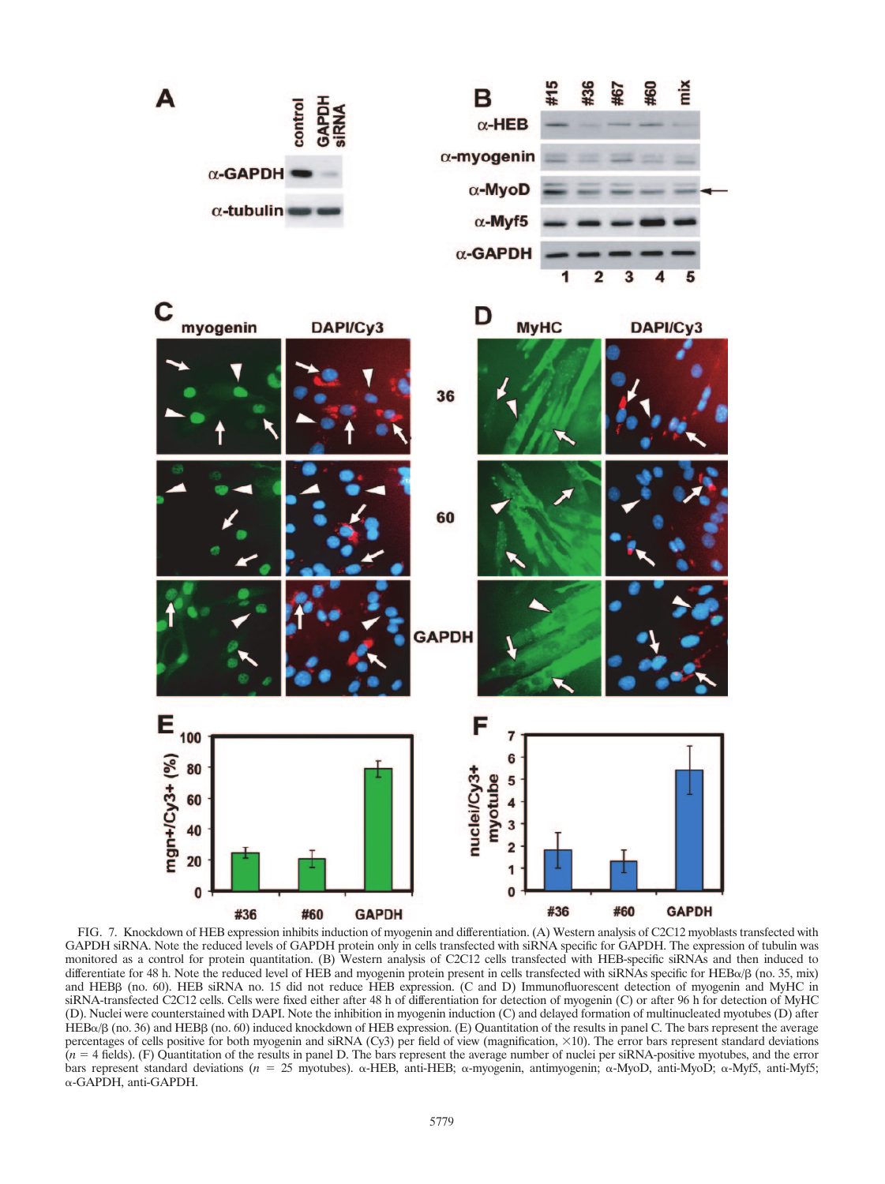FIG. 7. Knockdown of HEB expression inhibits induction of myogenin and differentiation. (A) Western analysis of C2C12 myoblasts transfected with GAPDH siRNA. Note the reduced levels of GAPDH protein only in cells transfected with siRNA specific for GAPDH. The expression of tubulin was monitored as a control for protein quantitation. (B) Western analysis of C2C12 cells transfected with HEB-specific siRNAs and then induced to differentiate for 48 h. Note the reduced level of HEB and myogenin protein present in cells transfected with siRNAs specific for HEBα/β (no. 35, mix) and HEBβ (no. 60). HEB siRNA no. 15 did not reduce HEB expression. (C and D) Immunofluorescent detection of myogenin and MyHC in siRNA-transfected C2C12 cells. Cells were fixed either after 48 h of differentiation for detection of myogenin (C) or after 96 h for detection of MyHC (D). Nuclei were counterstained with DAPI. Note the inhibition in myogenin induction (C) and delayed formation of multinucleated myotubes (D) after HEBα/β (no. 36) and HEBβ (no. 60) induced knockdown of HEB expression. (E) Quantitation of the results in panel C. The bars represent the average percentages of cells positive for both myogenin and siRNA (Cy3) per field of view (magnification, ×10). The error bars represent standard deviations ($n = 4$ fields). (F) Quantitation of the results in panel D. The bars represent the average number of nuclei per siRNA-positive myotubes, and the error bars represent standard deviations ($n = 25$ myotubes). α-HEB, anti-HEB; α-myogenin, antimyogenin; α-MyoD, anti-MyoD; α-Myf5, anti-Myf5; α-GAPDH, anti-GAPDH.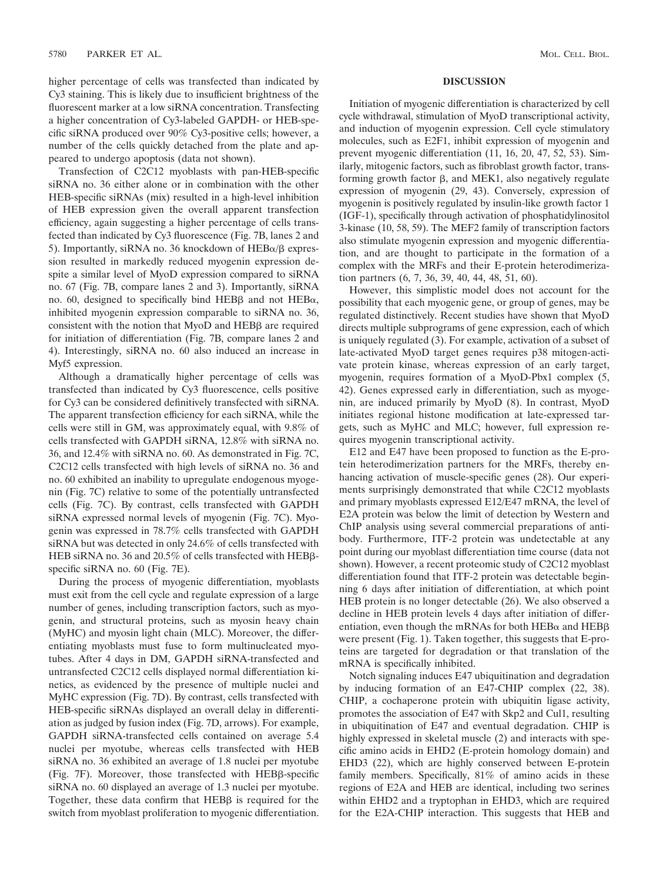higher percentage of cells was transfected than indicated by Cy3 staining. This is likely due to insufficient brightness of the fluorescent marker at a low siRNA concentration. Transfecting a higher concentration of Cy3-labeled GAPDH- or HEB-specific siRNA produced over 90% Cy3-positive cells; however, a number of the cells quickly detached from the plate and appeared to undergo apoptosis (data not shown).

Transfection of C2C12 myoblasts with pan-HEB-specific siRNA no. 36 either alone or in combination with the other HEB-specific siRNAs (mix) resulted in a high-level inhibition of HEB expression given the overall apparent transfection efficiency, again suggesting a higher percentage of cells transfected than indicated by Cy3 fluorescence (Fig. 7B, lanes 2 and 5). Importantly, siRNA no. 36 knockdown of HEBα/β expression resulted in markedly reduced myogenin expression despite a similar level of MyoD expression compared to siRNA no. 67 (Fig. 7B, compare lanes 2 and 3). Importantly, siRNA no. 60, designed to specifically bind HEBβ and not HEBα, inhibited myogenin expression comparable to siRNA no. 36, consistent with the notion that MyoD and HEBβ are required for initiation of differentiation (Fig. 7B, compare lanes 2 and 4). Interestingly, siRNA no. 60 also induced an increase in Myf5 expression.

Although a dramatically higher percentage of cells was transfected than indicated by Cy3 fluorescence, cells positive for Cy3 can be considered definitively transfected with siRNA. The apparent transfection efficiency for each siRNA, while the cells were still in GM, was approximately equal, with 9.8% of cells transfected with GAPDH siRNA, 12.8% with siRNA no. 36, and 12.4% with siRNA no. 60. As demonstrated in Fig. 7C, C2C12 cells transfected with high levels of siRNA no. 36 and no. 60 exhibited an inability to upregulate endogenous myogenin (Fig. 7C) relative to some of the potentially untransfected cells (Fig. 7C). By contrast, cells transfected with GAPDH siRNA expressed normal levels of myogenin (Fig. 7C). Myogenin was expressed in 78.7% cells transfected with GAPDH siRNA but was detected in only 24.6% of cells transfected with HEB siRNA no. 36 and 20.5% of cells transfected with HEBβ-specific siRNA no. 60 (Fig. 7E).

During the process of myogenic differentiation, myoblasts must exit from the cell cycle and regulate expression of a large number of genes, including transcription factors, such as myogenin, and structural proteins, such as myosin heavy chain (MyHC) and myosin light chain (MLC). Moreover, the differentiating myoblasts must fuse to form multinucleated myotubes. After 4 days in DM, GAPDH siRNA-transfected and untransfected C2C12 cells displayed normal differentiation kinetics, as evidenced by the presence of multiple nuclei and MyHC expression (Fig. 7D). By contrast, cells transfected with HEB-specific siRNAs displayed an overall delay in differentiation as judged by fusion index (Fig. 7D, arrows). For example, GAPDH siRNA-transfected cells contained on average 5.4 nuclei per myotube, whereas cells transfected with HEB siRNA no. 36 exhibited an average of 1.8 nuclei per myotube (Fig. 7F). Moreover, those transfected with HEBβ-specific siRNA no. 60 displayed an average of 1.3 nuclei per myotube. Together, these data confirm that HEBβ is required for the switch from myoblast proliferation to myogenic differentiation.

## DISCUSSION

Initiation of myogenic differentiation is characterized by cell cycle withdrawal, stimulation of MyoD transcriptional activity, and induction of myogenin expression. Cell cycle stimulatory molecules, such as E2F1, inhibit expression of myogenin and prevent myogenic differentiation (11, 16, 20, 47, 52, 53). Similarly, mitogenic factors, such as fibroblast growth factor, transforming growth factor β, and MEK1, also negatively regulate expression of myogenin (29, 43). Conversely, expression of myogenin is positively regulated by insulin-like growth factor 1 (IGF-1), specifically through activation of phosphatidylinositol 3-kinase (10, 58, 59). The MEF2 family of transcription factors also stimulate myogenin expression and myogenic differentiation, and are thought to participate in the formation of a complex with the MRFs and their E-protein heterodimerization partners (6, 7, 36, 39, 40, 44, 48, 51, 60).

However, this simplistic model does not account for the possibility that each myogenic gene, or group of genes, may be regulated distinctively. Recent studies have shown that MyoD directs multiple subprograms of gene expression, each of which is uniquely regulated (3). For example, activation of a subset of late-activated MyoD target genes requires p38 mitogen-activated protein kinase, whereas expression of an early target, myogenin, requires formation of a MyoD-Pbx1 complex (5, 42). Genes expressed early in differentiation, such as myogenin, are induced primarily by MyoD (8). In contrast, MyoD initiates regional histone modification at late-expressed targets, such as MyHC and MLC; however, full expression requires myogenin transcriptional activity.

E12 and E47 have been proposed to function as the E-protein heterodimerization partners for the MRFs, thereby enhancing activation of muscle-specific genes (28). Our experiments surprisingly demonstrated that while C2C12 myoblasts and primary myoblasts expressed E12/E47 mRNA, the level of E2A protein was below the limit of detection by Western and ChIP analysis using several commercial preparations of antibody. Furthermore, ITF-2 protein was undetectable at any point during our myoblast differentiation time course (data not shown). However, a recent proteomic study of C2C12 myoblast differentiation found that ITF-2 protein was detectable beginning 6 days after initiation of differentiation, at which point HEB protein is no longer detectable (26). We also observed a decline in HEB protein levels 4 days after initiation of differentiation, even though the mRNAs for both HEBα and HEBβ were present (Fig. 1). Taken together, this suggests that E-proteins are targeted for degradation or that translation of the mRNA is specifically inhibited.

Notch signaling induces E47 ubiquitination and degradation by inducing formation of an E47-CHIP complex (22, 38). CHIP, a cochaperone protein with ubiquitin ligase activity, promotes the association of E47 with Skp2 and Cul1, resulting in ubiquitination of E47 and eventual degradation. CHIP is highly expressed in skeletal muscle (2) and interacts with specific amino acids in EHD2 (E-protein homology domain) and EHD3 (22), which are highly conserved between E-protein family members. Specifically, 81% of amino acids in these regions of E2A and HEB are identical, including two serines within EHD2 and a tryptophan in EHD3, which are required for the E2A-CHIP interaction. This suggests that HEB and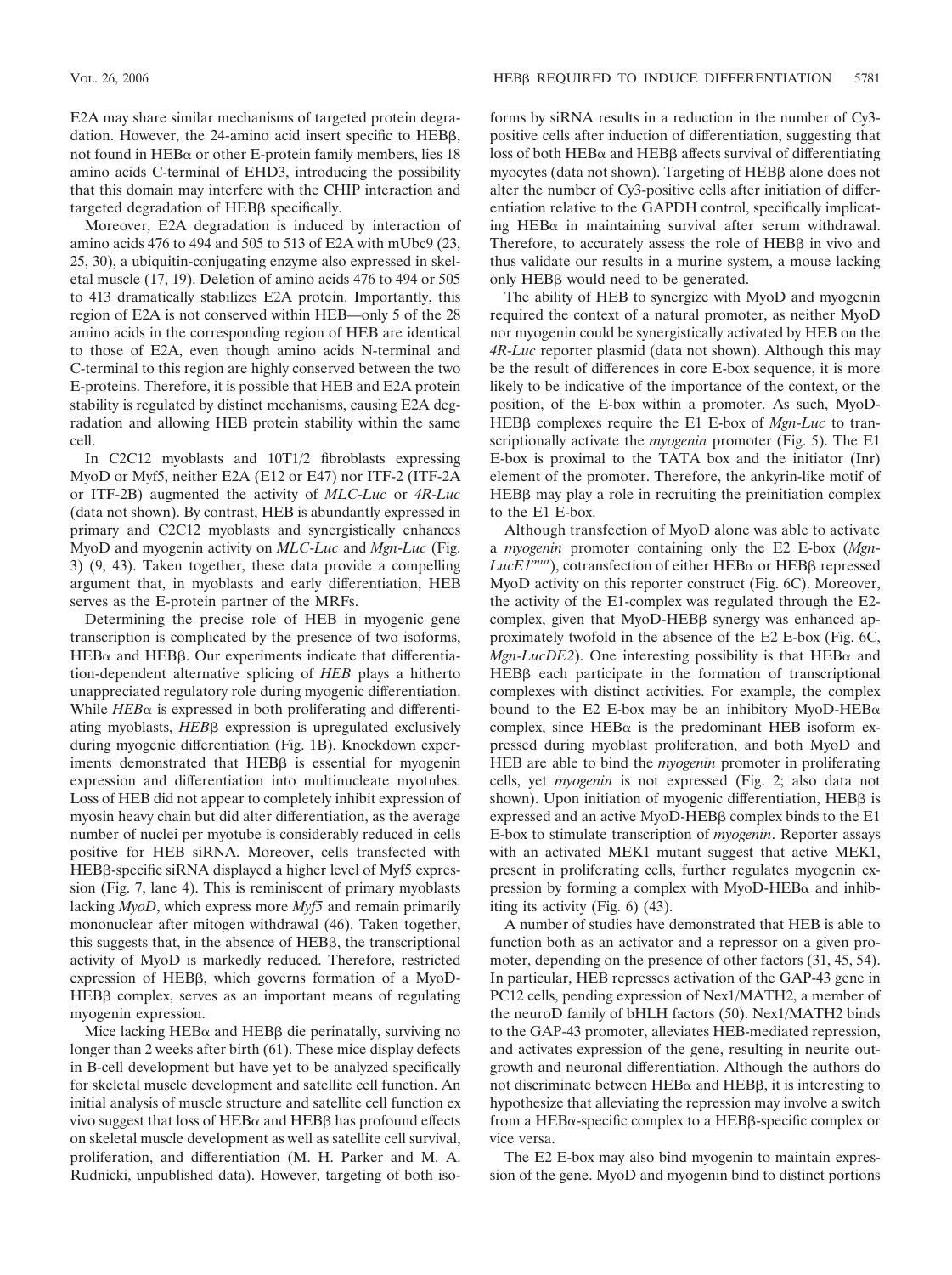E2A may share similar mechanisms of targeted protein degradation. However, the 24-amino acid insert specific to HEBβ, not found in HEBα or other E-protein family members, lies 18 amino acids C-terminal of EHD3, introducing the possibility that this domain may interfere with the CHIP interaction and targeted degradation of HEBβ specifically.

Moreover, E2A degradation is induced by interaction of amino acids 476 to 494 and 505 to 513 of E2A with mUbc9 (23, 25, 30), a ubiquitin-conjugating enzyme also expressed in skeletal muscle (17, 19). Deletion of amino acids 476 to 494 or 505 to 413 dramatically stabilizes E2A protein. Importantly, this region of E2A is not conserved within HEB—only 5 of the 28 amino acids in the corresponding region of HEB are identical to those of E2A, even though amino acids N-terminal and C-terminal to this region are highly conserved between the two E-proteins. Therefore, it is possible that HEB and E2A protein stability is regulated by distinct mechanisms, causing E2A degradation and allowing HEB protein stability within the same cell.

In C2C12 myoblasts and 10T1/2 fibroblasts expressing MyoD or Myf5, neither E2A (E12 or E47) nor ITF-2 (ITF-2A or ITF-2B) augmented the activity of *MLC-Luc* or *4R-Luc* (data not shown). By contrast, HEB is abundantly expressed in primary and C2C12 myoblasts and synergistically enhances MyoD and myogenin activity on *MLC-Luc* and *Mgn-Luc* (Fig. 3) (9, 43). Taken together, these data provide a compelling argument that, in myoblasts and early differentiation, HEB serves as the E-protein partner of the MRFs.

Determining the precise role of HEB in myogenic gene transcription is complicated by the presence of two isoforms, HEBα and HEBβ. Our experiments indicate that differentiation-dependent alternative splicing of *HEB* plays a hitherto unappreciated regulatory role during myogenic differentiation. While *HEBα* is expressed in both proliferating and differentiating myoblasts, *HEBβ* expression is upregulated exclusively during myogenic differentiation (Fig. 1B). Knockdown experiments demonstrated that HEBβ is essential for myogenin expression and differentiation into multinucleate myotubes. Loss of HEB did not appear to completely inhibit expression of myosin heavy chain but did alter differentiation, as the average number of nuclei per myotube is considerably reduced in cells positive for HEB siRNA. Moreover, cells transfected with HEBβ-specific siRNA displayed a higher level of Myf5 expression (Fig. 7, lane 4). This is reminiscent of primary myoblasts lacking *MyoD*, which express more *Myf5* and remain primarily mononuclear after mitogen withdrawal (46). Taken together, this suggests that, in the absence of HEBβ, the transcriptional activity of MyoD is markedly reduced. Therefore, restricted expression of HEBβ, which governs formation of a MyoD-HEBβ complex, serves as an important means of regulating myogenin expression.

Mice lacking HEBα and HEBβ die perinatally, surviving no longer than 2 weeks after birth (61). These mice display defects in B-cell development but have yet to be analyzed specifically for skeletal muscle development and satellite cell function. An initial analysis of muscle structure and satellite cell function ex vivo suggest that loss of HEBα and HEBβ has profound effects on skeletal muscle development as well as satellite cell survival, proliferation, and differentiation (M. H. Parker and M. A. Rudnicki, unpublished data). However, targeting of both isoforms by siRNA results in a reduction in the number of Cy3-positive cells after induction of differentiation, suggesting that loss of both HEBα and HEBβ affects survival of differentiating myocytes (data not shown). Targeting of HEBβ alone does not alter the number of Cy3-positive cells after initiation of differentiation relative to the GAPDH control, specifically implicating HEBα in maintaining survival after serum withdrawal. Therefore, to accurately assess the role of HEBβ in vivo and thus validate our results in a murine system, a mouse lacking only HEBβ would need to be generated.

The ability of HEB to synergize with MyoD and myogenin required the context of a natural promoter, as neither MyoD nor myogenin could be synergistically activated by HEB on the *4R-Luc* reporter plasmid (data not shown). Although this may be the result of differences in core E-box sequence, it is more likely to be indicative of the importance of the context, or the position, of the E-box within a promoter. As such, MyoD-HEBβ complexes require the E1 E-box of *Mgn-Luc* to transcriptionally activate the *myogenin* promoter (Fig. 5). The E1 E-box is proximal to the TATA box and the initiator (Inr) element of the promoter. Therefore, the ankyrin-like motif of HEBβ may play a role in recruiting the preinitiation complex to the E1 E-box.

Although transfection of MyoD alone was able to activate a *myogenin* promoter containing only the E2 E-box (*Mgn-LucE1^mut^*), cotransfection of either HEBα or HEBβ repressed MyoD activity on this reporter construct (Fig. 6C). Moreover, the activity of the E1-complex was regulated through the E2-complex, given that MyoD-HEBβ synergy was enhanced approximately twofold in the absence of the E2 E-box (Fig. 6C, *Mgn-LucDE2*). One interesting possibility is that HEBα and HEBβ each participate in the formation of transcriptional complexes with distinct activities. For example, the complex bound to the E2 E-box may be an inhibitory MyoD-HEBα complex, since HEBα is the predominant HEB isoform expressed during myoblast proliferation, and both MyoD and HEB are able to bind the *myogenin* promoter in proliferating cells, yet *myogenin* is not expressed (Fig. 2; also data not shown). Upon initiation of myogenic differentiation, HEBβ is expressed and an active MyoD-HEBβ complex binds to the E1 E-box to stimulate transcription of *myogenin*. Reporter assays with an activated MEK1 mutant suggest that active MEK1, present in proliferating cells, further regulates myogenin expression by forming a complex with MyoD-HEBα and inhibiting its activity (Fig. 6) (43).

A number of studies have demonstrated that HEB is able to function both as an activator and a repressor on a given promoter, depending on the presence of other factors (31, 45, 54). In particular, HEB represses activation of the GAP-43 gene in PC12 cells, pending expression of Nex1/MATH2, a member of the neuroD family of bHLH factors (50). Nex1/MATH2 binds to the GAP-43 promoter, alleviates HEB-mediated repression, and activates expression of the gene, resulting in neurite outgrowth and neuronal differentiation. Although the authors do not discriminate between HEBα and HEBβ, it is interesting to hypothesize that alleviating the repression may involve a switch from a HEBα-specific complex to a HEBβ-specific complex or vice versa.

The E2 E-box may also bind myogenin to maintain expression of the gene. MyoD and myogenin bind to distinct portions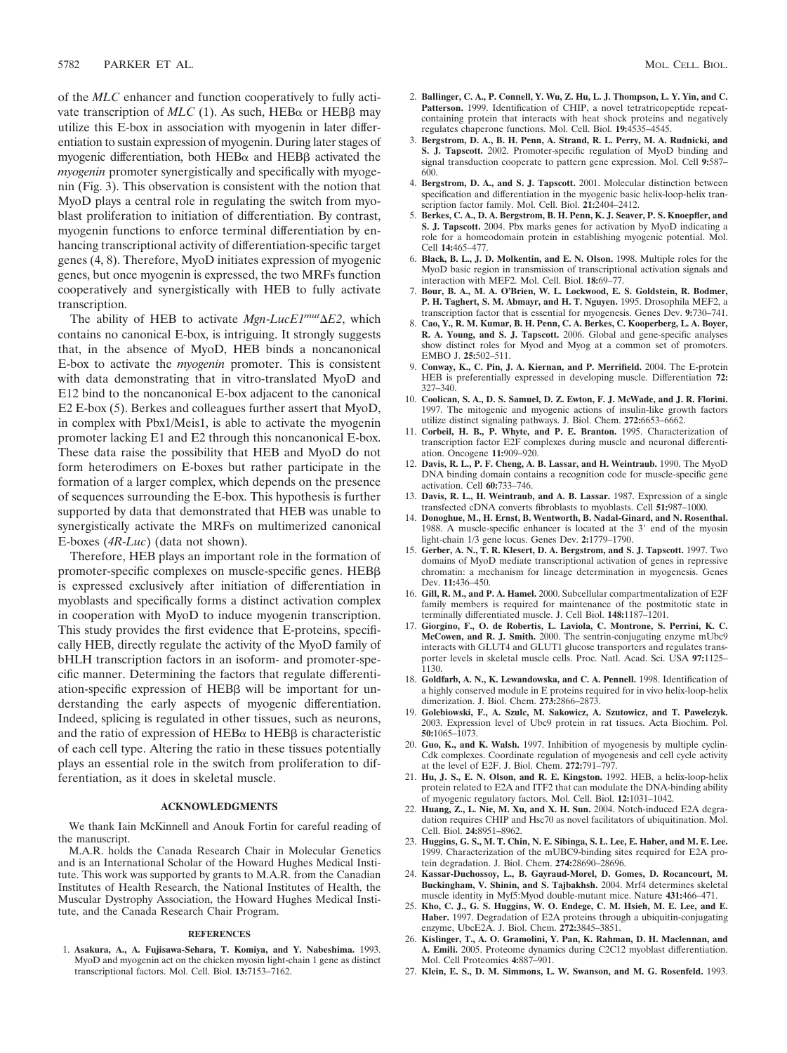of the *MLC* enhancer and function cooperatively to fully activate transcription of *MLC* (1). As such, HEBα or HEBβ may utilize this E-box in association with myogenin in later differentiation to sustain expression of myogenin. During later stages of myogenic differentiation, both HEBα and HEBβ activated the *myogenin* promoter synergistically and specifically with myogenin (Fig. 3). This observation is consistent with the notion that MyoD plays a central role in regulating the switch from myoblast proliferation to initiation of differentiation. By contrast, myogenin functions to enforce terminal differentiation by enhancing transcriptional activity of differentiation-specific target genes (4, 8). Therefore, MyoD initiates expression of myogenic genes, but once myogenin is expressed, the two MRFs function cooperatively and synergistically with HEB to fully activate transcription.

The ability of HEB to activate *Mgn-LucE1*$^{mut}$*ΔE2*, which contains no canonical E-box, is intriguing. It strongly suggests that, in the absence of MyoD, HEB binds a noncanonical E-box to activate the *myogenin* promoter. This is consistent with data demonstrating that in vitro-translated MyoD and E12 bind to the noncanonical E-box adjacent to the canonical E2 E-box (5). Berkes and colleagues further assert that MyoD, in complex with Pbx1/Meis1, is able to activate the myogenin promoter lacking E1 and E2 through this noncanonical E-box. These data raise the possibility that HEB and MyoD do not form heterodimers on E-boxes but rather participate in the formation of a larger complex, which depends on the presence of sequences surrounding the E-box. This hypothesis is further supported by data that demonstrated that HEB was unable to synergistically activate the MRFs on multimerized canonical E-boxes (*4R-Luc*) (data not shown).

Therefore, HEB plays an important role in the formation of promoter-specific complexes on muscle-specific genes. HEBβ is expressed exclusively after initiation of differentiation in myoblasts and specifically forms a distinct activation complex in cooperation with MyoD to induce myogenin transcription. This study provides the first evidence that E-proteins, specifically HEB, directly regulate the activity of the MyoD family of bHLH transcription factors in an isoform- and promoter-specific manner. Determining the factors that regulate differentiation-specific expression of HEBβ will be important for understanding the early aspects of myogenic differentiation. Indeed, splicing is regulated in other tissues, such as neurons, and the ratio of expression of HEBα to HEBβ is characteristic of each cell type. Altering the ratio in these tissues potentially plays an essential role in the switch from proliferation to differentiation, as it does in skeletal muscle.

## ACKNOWLEDGMENTS

We thank Iain McKinnell and Anouk Fortin for careful reading of the manuscript.

M.A.R. holds the Canada Research Chair in Molecular Genetics and is an International Scholar of the Howard Hughes Medical Institute. This work was supported by grants to M.A.R. from the Canadian Institutes of Health Research, the National Institutes of Health, the Muscular Dystrophy Association, the Howard Hughes Medical Institute, and the Canada Research Chair Program.

## REFERENCES

1. **Asakura, A., A. Fujisawa-Sehara, T. Komiya, and Y. Nabeshima.** 1993. MyoD and myogenin act on the chicken myosin light-chain 1 gene as distinct transcriptional factors. Mol. Cell. Biol. **13:**7153–7162.
2. **Ballinger, C. A., P. Connell, Y. Wu, Z. Hu, L. J. Thompson, L. Y. Yin, and C. Patterson.** 1999. Identification of CHIP, a novel tetratricopeptide repeat-containing protein that interacts with heat shock proteins and negatively regulates chaperone functions. Mol. Cell. Biol. **19:**4535–4545.
3. **Bergstrom, D. A., B. H. Penn, A. Strand, R. L. Perry, M. A. Rudnicki, and S. J. Tapscott.** 2002. Promoter-specific regulation of MyoD binding and signal transduction cooperate to pattern gene expression. Mol. Cell **9:**587–600.
4. **Bergstrom, D. A., and S. J. Tapscott.** 2001. Molecular distinction between specification and differentiation in the myogenic basic helix-loop-helix transcription factor family. Mol. Cell. Biol. **21:**2404–2412.
5. **Berkes, C. A., D. A. Bergstrom, B. H. Penn, K. J. Seaver, P. S. Knoepfler, and S. J. Tapscott.** 2004. Pbx marks genes for activation by MyoD indicating a role for a homeodomain protein in establishing myogenic potential. Mol. Cell **14:**465–477.
6. **Black, B. L., J. D. Molkentin, and E. N. Olson.** 1998. Multiple roles for the MyoD basic region in transmission of transcriptional activation signals and interaction with MEF2. Mol. Cell. Biol. **18:**69–77.
7. **Bour, B. A., M. A. O'Brien, W. L. Lockwood, E. S. Goldstein, R. Bodmer, P. H. Taghert, S. M. Abmayr, and H. T. Nguyen.** 1995. Drosophila MEF2, a transcription factor that is essential for myogenesis. Genes Dev. **9:**730–741.
8. **Cao, Y., R. M. Kumar, B. H. Penn, C. A. Berkes, C. Kooperberg, L. A. Boyer, R. A. Young, and S. J. Tapscott.** 2006. Global and gene-specific analyses show distinct roles for Myod and Myog at a common set of promoters. EMBO J. **25:**502–511.
9. **Conway, K., C. Pin, J. A. Kiernan, and P. Merrifield.** 2004. The E-protein HEB is preferentially expressed in developing muscle. Differentiation **72:** 327–340.
10. **Coolican, S. A., D. S. Samuel, D. Z. Ewton, F. J. McWade, and J. R. Florini.** 1997. The mitogenic and myogenic actions of insulin-like growth factors utilize distinct signaling pathways. J. Biol. Chem. **272:**6653–6662.
11. **Corbeil, H. B., P. Whyte, and P. E. Branton.** 1995. Characterization of transcription factor E2F complexes during muscle and neuronal differentiation. Oncogene **11:**909–920.
12. **Davis, R. L., P. F. Cheng, A. B. Lassar, and H. Weintraub.** 1990. The MyoD DNA binding domain contains a recognition code for muscle-specific gene activation. Cell **60:**733–746.
13. **Davis, R. L., H. Weintraub, and A. B. Lassar.** 1987. Expression of a single transfected cDNA converts fibroblasts to myoblasts. Cell **51:**987–1000.
14. **Donoghue, M., H. Ernst, B. Wentworth, B. Nadal-Ginard, and N. Rosenthal.** 1988. A muscle-specific enhancer is located at the 3′ end of the myosin light-chain 1/3 gene locus. Genes Dev. **2:**1779–1790.
15. **Gerber, A. N., T. R. Klesert, D. A. Bergstrom, and S. J. Tapscott.** 1997. Two domains of MyoD mediate transcriptional activation of genes in repressive chromatin: a mechanism for lineage determination in myogenesis. Genes Dev. **11:**436–450.
16. **Gill, R. M., and P. A. Hamel.** 2000. Subcellular compartmentalization of E2F family members is required for maintenance of the postmitotic state in terminally differentiated muscle. J. Cell Biol. **148:**1187–1201.
17. **Giorgino, F., O. de Robertis, L. Laviola, C. Montrone, S. Perrini, K. C. McCowen, and R. J. Smith.** 2000. The sentrin-conjugating enzyme mUbc9 interacts with GLUT4 and GLUT1 glucose transporters and regulates transporter levels in skeletal muscle cells. Proc. Natl. Acad. Sci. USA **97:**1125–1130.
18. **Goldfarb, A. N., K. Lewandowska, and C. A. Pennell.** 1998. Identification of a highly conserved module in E proteins required for in vivo helix-loop-helix dimerization. J. Biol. Chem. **273:**2866–2873.
19. **Golebiowski, F., A. Szulc, M. Sakowicz, A. Szutowicz, and T. Pawelczyk.** 2003. Expression level of Ubc9 protein in rat tissues. Acta Biochim. Pol. **50:**1065–1073.
20. **Guo, K., and K. Walsh.** 1997. Inhibition of myogenesis by multiple cyclin-Cdk complexes. Coordinate regulation of myogenesis and cell cycle activity at the level of E2F. J. Biol. Chem. **272:**791–797.
21. **Hu, J. S., E. N. Olson, and R. E. Kingston.** 1992. HEB, a helix-loop-helix protein related to E2A and ITF2 that can modulate the DNA-binding ability of myogenic regulatory factors. Mol. Cell. Biol. **12:**1031–1042.
22. **Huang, Z., L. Nie, M. Xu, and X. H. Sun.** 2004. Notch-induced E2A degradation requires CHIP and Hsc70 as novel facilitators of ubiquitination. Mol. Cell. Biol. **24:**8951–8962.
23. **Huggins, G. S., M. T. Chin, N. E. Sibinga, S. L. Lee, E. Haber, and M. E. Lee.** 1999. Characterization of the mUBC9-binding sites required for E2A protein degradation. J. Biol. Chem. **274:**28690–28696.
24. **Kassar-Duchossoy, L., B. Gayraud-Morel, D. Gomes, D. Rocancourt, M. Buckingham, V. Shinin, and S. Tajbakhsh.** 2004. Mrf4 determines skeletal muscle identity in Myf5:Myod double-mutant mice. Nature **431:**466–471.
25. **Kho, C. J., G. S. Huggins, W. O. Endege, C. M. Hsieh, M. E. Lee, and E. Haber.** 1997. Degradation of E2A proteins through a ubiquitin-conjugating enzyme, UbcE2A. J. Biol. Chem. **272:**3845–3851.
26. **Kislinger, T., A. O. Gramolini, Y. Pan, K. Rahman, D. H. Maclennan, and A. Emili.** 2005. Proteome dynamics during C2C12 myoblast differentiation. Mol. Cell Proteomics **4:**887–901.
27. **Klein, E. S., D. M. Simmons, L. W. Swanson, and M. G. Rosenfeld.** 1993.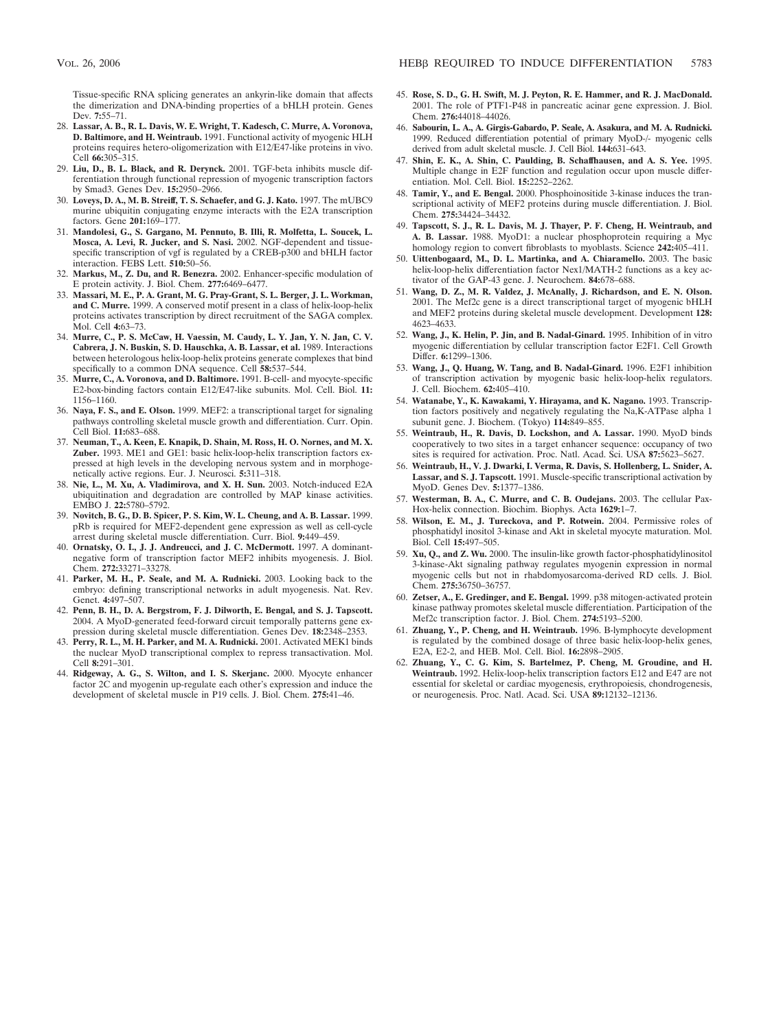Tissue-specific RNA splicing generates an ankyrin-like domain that affects the dimerization and DNA-binding properties of a bHLH protein. Genes Dev. **7:**55–71.

28. **Lassar, A. B., R. L. Davis, W. E. Wright, T. Kadesch, C. Murre, A. Voronova, D. Baltimore, and H. Weintraub.** 1991. Functional activity of myogenic HLH proteins requires hetero-oligomerization with E12/E47-like proteins in vivo. Cell **66:**305–315.
29. **Liu, D., B. L. Black, and R. Derynck.** 2001. TGF-beta inhibits muscle differentiation through functional repression of myogenic transcription factors by Smad3. Genes Dev. **15:**2950–2966.
30. **Loveys, D. A., M. B. Streiff, T. S. Schaefer, and G. J. Kato.** 1997. The mUBC9 murine ubiquitin conjugating enzyme interacts with the E2A transcription factors. Gene **201:**169–177.
31. **Mandolesi, G., S. Gargano, M. Pennuto, B. Illi, R. Molfetta, L. Soucek, L. Mosca, A. Levi, R. Jucker, and S. Nasi.** 2002. NGF-dependent and tissue-specific transcription of vgf is regulated by a CREB-p300 and bHLH factor interaction. FEBS Lett. **510:**50–56.
32. **Markus, M., Z. Du, and R. Benezra.** 2002. Enhancer-specific modulation of E protein activity. J. Biol. Chem. **277:**6469–6477.
33. **Massari, M. E., P. A. Grant, M. G. Pray-Grant, S. L. Berger, J. L. Workman, and C. Murre.** 1999. A conserved motif present in a class of helix-loop-helix proteins activates transcription by direct recruitment of the SAGA complex. Mol. Cell **4:**63–73.
34. **Murre, C., P. S. McCaw, H. Vaessin, M. Caudy, L. Y. Jan, Y. N. Jan, C. V. Cabrera, J. N. Buskin, S. D. Hauschka, A. B. Lassar, et al.** 1989. Interactions between heterologous helix-loop-helix proteins generate complexes that bind specifically to a common DNA sequence. Cell **58:**537–544.
35. **Murre, C., A. Voronova, and D. Baltimore.** 1991. B-cell- and myocyte-specific E2-box-binding factors contain E12/E47-like subunits. Mol. Cell. Biol. **11:**1156–1160.
36. **Naya, F. S., and E. Olson.** 1999. MEF2: a transcriptional target for signaling pathways controlling skeletal muscle growth and differentiation. Curr. Opin. Cell Biol. **11:**683–688.
37. **Neuman, T., A. Keen, E. Knapik, D. Shain, M. Ross, H. O. Nornes, and M. X. Zuber.** 1993. ME1 and GE1: basic helix-loop-helix transcription factors expressed at high levels in the developing nervous system and in morphogenetically active regions. Eur. J. Neurosci. **5:**311–318.
38. **Nie, L., M. Xu, A. Vladimirova, and X. H. Sun.** 2003. Notch-induced E2A ubiquitination and degradation are controlled by MAP kinase activities. EMBO J. **22:**5780–5792.
39. **Novitch, B. G., D. B. Spicer, P. S. Kim, W. L. Cheung, and A. B. Lassar.** 1999. pRb is required for MEF2-dependent gene expression as well as cell-cycle arrest during skeletal muscle differentiation. Curr. Biol. **9:**449–459.
40. **Ornatsky, O. I., J. J. Andreucci, and J. C. McDermott.** 1997. A dominant-negative form of transcription factor MEF2 inhibits myogenesis. J. Biol. Chem. **272:**33271–33278.
41. **Parker, M. H., P. Seale, and M. A. Rudnicki.** 2003. Looking back to the embryo: defining transcriptional networks in adult myogenesis. Nat. Rev. Genet. **4:**497–507.
42. **Penn, B. H., D. A. Bergstrom, F. J. Dilworth, E. Bengal, and S. J. Tapscott.** 2004. A MyoD-generated feed-forward circuit temporally patterns gene expression during skeletal muscle differentiation. Genes Dev. **18:**2348–2353.
43. **Perry, R. L., M. H. Parker, and M. A. Rudnicki.** 2001. Activated MEK1 binds the nuclear MyoD transcriptional complex to repress transactivation. Mol. Cell **8:**291–301.
44. **Ridgeway, A. G., S. Wilton, and I. S. Skerjanc.** 2000. Myocyte enhancer factor 2C and myogenin up-regulate each other's expression and induce the development of skeletal muscle in P19 cells. J. Biol. Chem. **275:**41–46.
45. **Rose, S. D., G. H. Swift, M. J. Peyton, R. E. Hammer, and R. J. MacDonald.** 2001. The role of PTF1-P48 in pancreatic acinar gene expression. J. Biol. Chem. **276:**44018–44026.
46. **Sabourin, L. A., A. Girgis-Gabardo, P. Seale, A. Asakura, and M. A. Rudnicki.** 1999. Reduced differentiation potential of primary MyoD-/- myogenic cells derived from adult skeletal muscle. J. Cell Biol. **144:**631–643.
47. **Shin, E. K., A. Shin, C. Paulding, B. Schaffhausen, and A. S. Yee.** 1995. Multiple change in E2F function and regulation occur upon muscle differentiation. Mol. Cell. Biol. **15:**2252–2262.
48. **Tamir, Y., and E. Bengal.** 2000. Phosphoinositide 3-kinase induces the transcriptional activity of MEF2 proteins during muscle differentiation. J. Biol. Chem. **275:**34424–34432.
49. **Tapscott, S. J., R. L. Davis, M. J. Thayer, P. F. Cheng, H. Weintraub, and A. B. Lassar.** 1988. MyoD1: a nuclear phosphoprotein requiring a Myc homology region to convert fibroblasts to myoblasts. Science **242:**405–411.
50. **Uittenbogaard, M., D. L. Martinka, and A. Chiaramello.** 2003. The basic helix-loop-helix differentiation factor Nex1/MATH-2 functions as a key activator of the GAP-43 gene. J. Neurochem. **84:**678–688.
51. **Wang, D. Z., M. R. Valdez, J. McAnally, J. Richardson, and E. N. Olson.** 2001. The Mef2c gene is a direct transcriptional target of myogenic bHLH and MEF2 proteins during skeletal muscle development. Development **128:**4623–4633.
52. **Wang, J., K. Helin, P. Jin, and B. Nadal-Ginard.** 1995. Inhibition of in vitro myogenic differentiation by cellular transcription factor E2F1. Cell Growth Differ. **6:**1299–1306.
53. **Wang, J., Q. Huang, W. Tang, and B. Nadal-Ginard.** 1996. E2F1 inhibition of transcription activation by myogenic basic helix-loop-helix regulators. J. Cell. Biochem. **62:**405–410.
54. **Watanabe, Y., K. Kawakami, Y. Hirayama, and K. Nagano.** 1993. Transcription factors positively and negatively regulating the Na,K-ATPase alpha 1 subunit gene. J. Biochem. (Tokyo) **114:**849–855.
55. **Weintraub, H., R. Davis, D. Lockshon, and A. Lassar.** 1990. MyoD binds cooperatively to two sites in a target enhancer sequence: occupancy of two sites is required for activation. Proc. Natl. Acad. Sci. USA **87:**5623–5627.
56. **Weintraub, H., V. J. Dwarki, I. Verma, R. Davis, S. Hollenberg, L. Snider, A. Lassar, and S. J. Tapscott.** 1991. Muscle-specific transcriptional activation by MyoD. Genes Dev. **5:**1377–1386.
57. **Westerman, B. A., C. Murre, and C. B. Oudejans.** 2003. The cellular Pax-Hox-helix connection. Biochim. Biophys. Acta **1629:**1–7.
58. **Wilson, E. M., J. Tureckova, and P. Rotwein.** 2004. Permissive roles of phosphatidyl inositol 3-kinase and Akt in skeletal myocyte maturation. Mol. Biol. Cell **15:**497–505.
59. **Xu, Q., and Z. Wu.** 2000. The insulin-like growth factor-phosphatidylinositol 3-kinase-Akt signaling pathway regulates myogenin expression in normal myogenic cells but not in rhabdomyosarcoma-derived RD cells. J. Biol. Chem. **275:**36750–36757.
60. **Zetser, A., E. Gredinger, and E. Bengal.** 1999. p38 mitogen-activated protein kinase pathway promotes skeletal muscle differentiation. Participation of the Mef2c transcription factor. J. Biol. Chem. **274:**5193–5200.
61. **Zhuang, Y., P. Cheng, and H. Weintraub.** 1996. B-lymphocyte development is regulated by the combined dosage of three basic helix-loop-helix genes, E2A, E2-2, and HEB. Mol. Cell. Biol. **16:**2898–2905.
62. **Zhuang, Y., C. G. Kim, S. Bartelmez, P. Cheng, M. Groudine, and H. Weintraub.** 1992. Helix-loop-helix transcription factors E12 and E47 are not essential for skeletal or cardiac myogenesis, erythropoiesis, chondrogenesis, or neurogenesis. Proc. Natl. Acad. Sci. USA **89:**12132–12136.